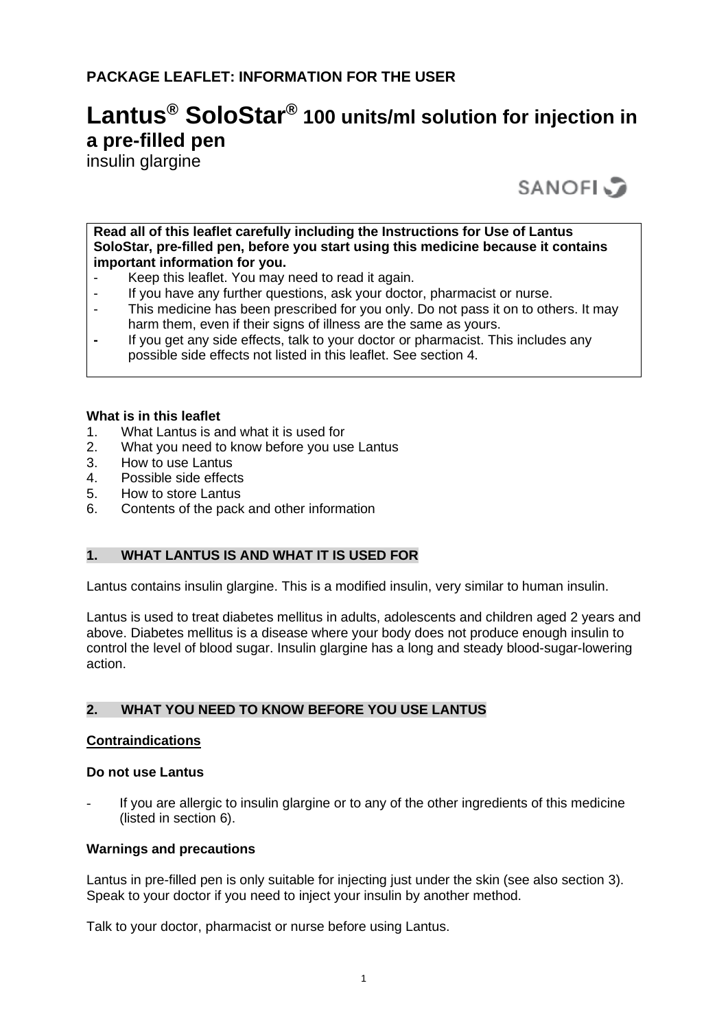**PACKAGE LEAFLET: INFORMATION FOR THE USER**

# Lantus® SoloStar® 100 units/ml solution for injection in a pre-filled pen

insulin glargine

SANOFI

**Read all of this leaflet carefully including the Instructions for Use of Lantus SoloStar, pre-filled pen, before you start using this medicine because it contains important information for you.**

- Keep this leaflet. You may need to read it again.
- If you have any further questions, ask your doctor, pharmacist or nurse.
- This medicine has been prescribed for you only. Do not pass it on to others. It may harm them, even if their signs of illness are the same as yours.
- If you get any side effects, talk to your doctor or pharmacist. This includes any possible side effects not listed in this leaflet. See section 4.

**What is in this leaflet**

1. What Lantus is and what it is used for
2. What you need to know before you use Lantus
3. How to use Lantus
4. Possible side effects
5. How to store Lantus
6. Contents of the pack and other information

## 1. WHAT LANTUS IS AND WHAT IT IS USED FOR

Lantus contains insulin glargine. This is a modified insulin, very similar to human insulin.

Lantus is used to treat diabetes mellitus in adults, adolescents and children aged 2 years and above. Diabetes mellitus is a disease where your body does not produce enough insulin to control the level of blood sugar. Insulin glargine has a long and steady blood-sugar-lowering action.

## 2. WHAT YOU NEED TO KNOW BEFORE YOU USE LANTUS

**Contraindications**

**Do not use Lantus**

- If you are allergic to insulin glargine or to any of the other ingredients of this medicine (listed in section 6).

**Warnings and precautions**

Lantus in pre-filled pen is only suitable for injecting just under the skin (see also section 3). Speak to your doctor if you need to inject your insulin by another method.

Talk to your doctor, pharmacist or nurse before using Lantus.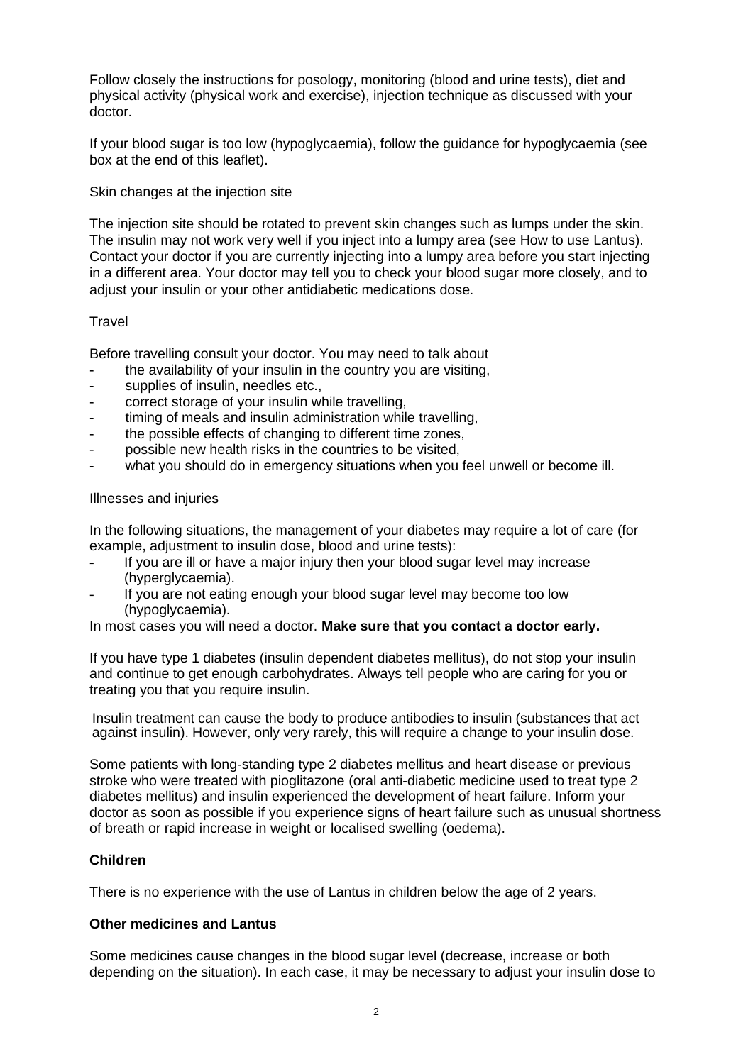Follow closely the instructions for posology, monitoring (blood and urine tests), diet and physical activity (physical work and exercise), injection technique as discussed with your doctor.

If your blood sugar is too low (hypoglycaemia), follow the guidance for hypoglycaemia (see box at the end of this leaflet).

Skin changes at the injection site

The injection site should be rotated to prevent skin changes such as lumps under the skin. The insulin may not work very well if you inject into a lumpy area (see How to use Lantus). Contact your doctor if you are currently injecting into a lumpy area before you start injecting in a different area. Your doctor may tell you to check your blood sugar more closely, and to adjust your insulin or your other antidiabetic medications dose.

Travel

Before travelling consult your doctor. You may need to talk about

- the availability of your insulin in the country you are visiting,
- supplies of insulin, needles etc.,
- correct storage of your insulin while travelling,
- timing of meals and insulin administration while travelling,
- the possible effects of changing to different time zones,
- possible new health risks in the countries to be visited,
- what you should do in emergency situations when you feel unwell or become ill.

Illnesses and injuries

In the following situations, the management of your diabetes may require a lot of care (for example, adjustment to insulin dose, blood and urine tests):

- If you are ill or have a major injury then your blood sugar level may increase (hyperglycaemia).
- If you are not eating enough your blood sugar level may become too low (hypoglycaemia).

In most cases you will need a doctor. **Make sure that you contact a doctor early.**

If you have type 1 diabetes (insulin dependent diabetes mellitus), do not stop your insulin and continue to get enough carbohydrates. Always tell people who are caring for you or treating you that you require insulin.

Insulin treatment can cause the body to produce antibodies to insulin (substances that act against insulin). However, only very rarely, this will require a change to your insulin dose.

Some patients with long-standing type 2 diabetes mellitus and heart disease or previous stroke who were treated with pioglitazone (oral anti-diabetic medicine used to treat type 2 diabetes mellitus) and insulin experienced the development of heart failure. Inform your doctor as soon as possible if you experience signs of heart failure such as unusual shortness of breath or rapid increase in weight or localised swelling (oedema).

**Children**

There is no experience with the use of Lantus in children below the age of 2 years.

**Other medicines and Lantus**

Some medicines cause changes in the blood sugar level (decrease, increase or both depending on the situation). In each case, it may be necessary to adjust your insulin dose to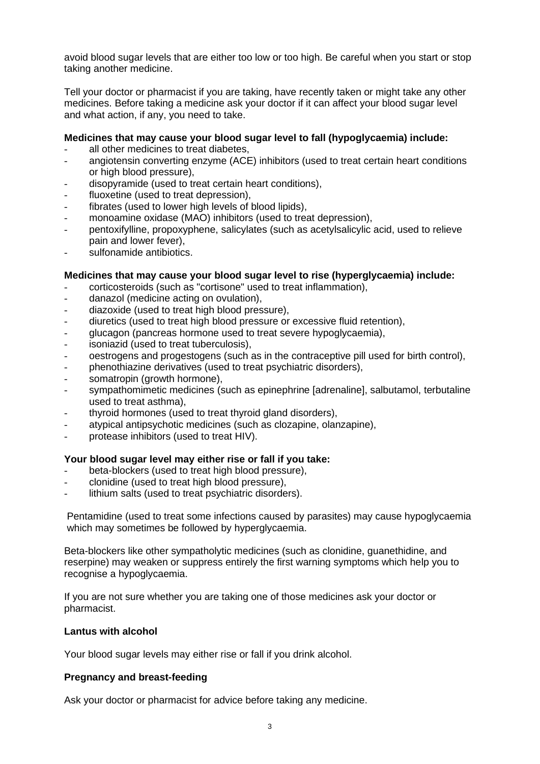avoid blood sugar levels that are either too low or too high. Be careful when you start or stop taking another medicine.

Tell your doctor or pharmacist if you are taking, have recently taken or might take any other medicines. Before taking a medicine ask your doctor if it can affect your blood sugar level and what action, if any, you need to take.

**Medicines that may cause your blood sugar level to fall (hypoglycaemia) include:**

- all other medicines to treat diabetes,
- angiotensin converting enzyme (ACE) inhibitors (used to treat certain heart conditions or high blood pressure),
- disopyramide (used to treat certain heart conditions),
- fluoxetine (used to treat depression),
- fibrates (used to lower high levels of blood lipids),
- monoamine oxidase (MAO) inhibitors (used to treat depression),
- pentoxifylline, propoxyphene, salicylates (such as acetylsalicylic acid, used to relieve pain and lower fever),
- sulfonamide antibiotics.

**Medicines that may cause your blood sugar level to rise (hyperglycaemia) include:**

- corticosteroids (such as "cortisone" used to treat inflammation),
- danazol (medicine acting on ovulation),
- diazoxide (used to treat high blood pressure),
- diuretics (used to treat high blood pressure or excessive fluid retention),
- glucagon (pancreas hormone used to treat severe hypoglycaemia),
- isoniazid (used to treat tuberculosis),
- oestrogens and progestogens (such as in the contraceptive pill used for birth control),
- phenothiazine derivatives (used to treat psychiatric disorders),
- somatropin (growth hormone),
- sympathomimetic medicines (such as epinephrine [adrenaline], salbutamol, terbutaline used to treat asthma),
- thyroid hormones (used to treat thyroid gland disorders),
- atypical antipsychotic medicines (such as clozapine, olanzapine),
- protease inhibitors (used to treat HIV).

**Your blood sugar level may either rise or fall if you take:**

- beta-blockers (used to treat high blood pressure),
- clonidine (used to treat high blood pressure),
- lithium salts (used to treat psychiatric disorders).

Pentamidine (used to treat some infections caused by parasites) may cause hypoglycaemia which may sometimes be followed by hyperglycaemia.

Beta-blockers like other sympatholytic medicines (such as clonidine, guanethidine, and reserpine) may weaken or suppress entirely the first warning symptoms which help you to recognise a hypoglycaemia.

If you are not sure whether you are taking one of those medicines ask your doctor or pharmacist.

**Lantus with alcohol**

Your blood sugar levels may either rise or fall if you drink alcohol.

**Pregnancy and breast-feeding**

Ask your doctor or pharmacist for advice before taking any medicine.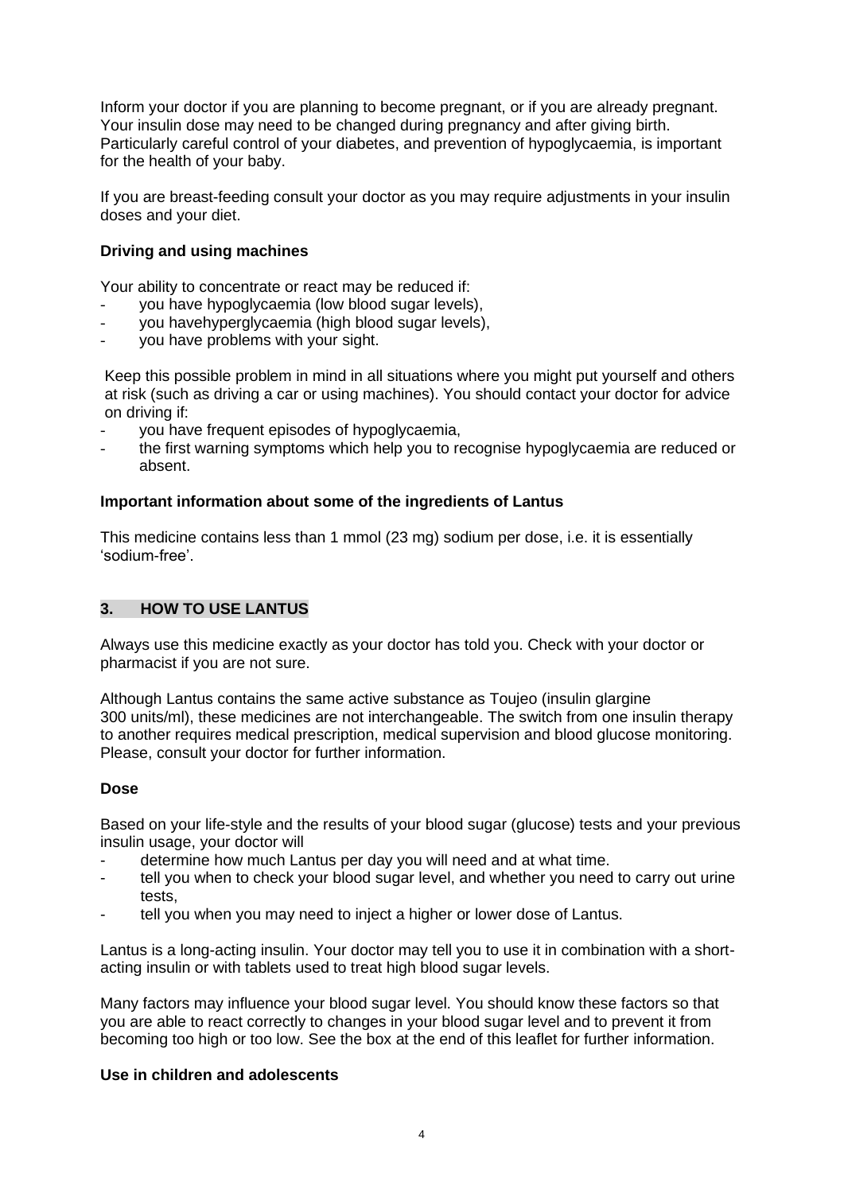Inform your doctor if you are planning to become pregnant, or if you are already pregnant. Your insulin dose may need to be changed during pregnancy and after giving birth. Particularly careful control of your diabetes, and prevention of hypoglycaemia, is important for the health of your baby.

If you are breast-feeding consult your doctor as you may require adjustments in your insulin doses and your diet.

**Driving and using machines**

Your ability to concentrate or react may be reduced if:

- you have hypoglycaemia (low blood sugar levels),
- you havehyperglycaemia (high blood sugar levels),
- you have problems with your sight.

Keep this possible problem in mind in all situations where you might put yourself and others at risk (such as driving a car or using machines). You should contact your doctor for advice on driving if:

- you have frequent episodes of hypoglycaemia,
- the first warning symptoms which help you to recognise hypoglycaemia are reduced or absent.

**Important information about some of the ingredients of Lantus**

This medicine contains less than 1 mmol (23 mg) sodium per dose, i.e. it is essentially 'sodium-free'.

## 3. HOW TO USE LANTUS

Always use this medicine exactly as your doctor has told you. Check with your doctor or pharmacist if you are not sure.

Although Lantus contains the same active substance as Toujeo (insulin glargine 300 units/ml), these medicines are not interchangeable. The switch from one insulin therapy to another requires medical prescription, medical supervision and blood glucose monitoring. Please, consult your doctor for further information.

**Dose**

Based on your life-style and the results of your blood sugar (glucose) tests and your previous insulin usage, your doctor will

- determine how much Lantus per day you will need and at what time.
- tell you when to check your blood sugar level, and whether you need to carry out urine tests,
- tell you when you may need to inject a higher or lower dose of Lantus.

Lantus is a long-acting insulin. Your doctor may tell you to use it in combination with a short-acting insulin or with tablets used to treat high blood sugar levels.

Many factors may influence your blood sugar level. You should know these factors so that you are able to react correctly to changes in your blood sugar level and to prevent it from becoming too high or too low. See the box at the end of this leaflet for further information.

**Use in children and adolescents**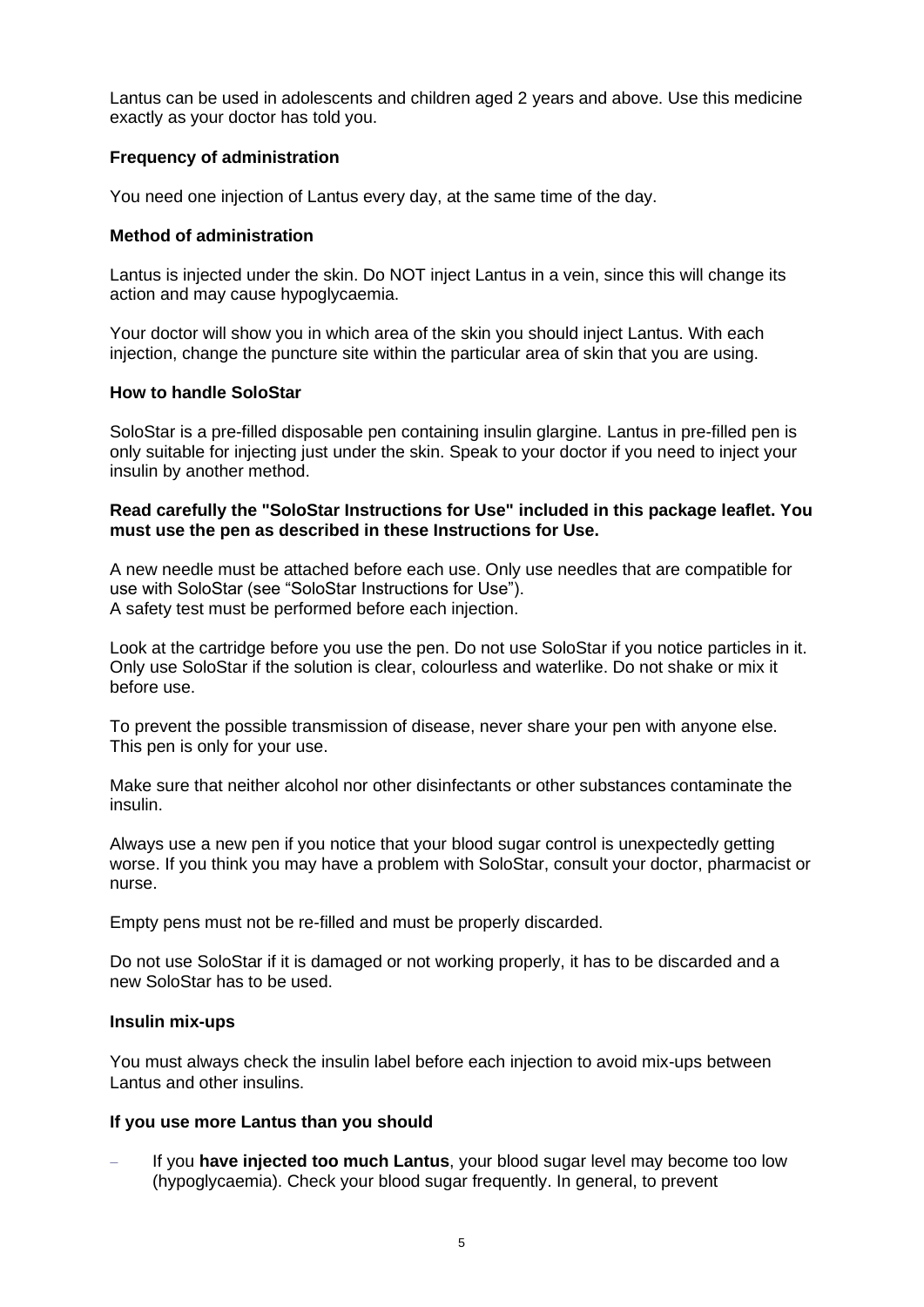Lantus can be used in adolescents and children aged 2 years and above. Use this medicine exactly as your doctor has told you.

**Frequency of administration**

You need one injection of Lantus every day, at the same time of the day.

**Method of administration**

Lantus is injected under the skin. Do NOT inject Lantus in a vein, since this will change its action and may cause hypoglycaemia.

Your doctor will show you in which area of the skin you should inject Lantus. With each injection, change the puncture site within the particular area of skin that you are using.

**How to handle SoloStar**

SoloStar is a pre-filled disposable pen containing insulin glargine. Lantus in pre-filled pen is only suitable for injecting just under the skin. Speak to your doctor if you need to inject your insulin by another method.

**Read carefully the "SoloStar Instructions for Use" included in this package leaflet. You must use the pen as described in these Instructions for Use.**

A new needle must be attached before each use. Only use needles that are compatible for use with SoloStar (see "SoloStar Instructions for Use").
A safety test must be performed before each injection.

Look at the cartridge before you use the pen. Do not use SoloStar if you notice particles in it. Only use SoloStar if the solution is clear, colourless and waterlike. Do not shake or mix it before use.

To prevent the possible transmission of disease, never share your pen with anyone else. This pen is only for your use.

Make sure that neither alcohol nor other disinfectants or other substances contaminate the insulin.

Always use a new pen if you notice that your blood sugar control is unexpectedly getting worse. If you think you may have a problem with SoloStar, consult your doctor, pharmacist or nurse.

Empty pens must not be re-filled and must be properly discarded.

Do not use SoloStar if it is damaged or not working properly, it has to be discarded and a new SoloStar has to be used.

**Insulin mix-ups**

You must always check the insulin label before each injection to avoid mix-ups between Lantus and other insulins.

**If you use more Lantus than you should**

- If you **have injected too much Lantus**, your blood sugar level may become too low (hypoglycaemia). Check your blood sugar frequently. In general, to prevent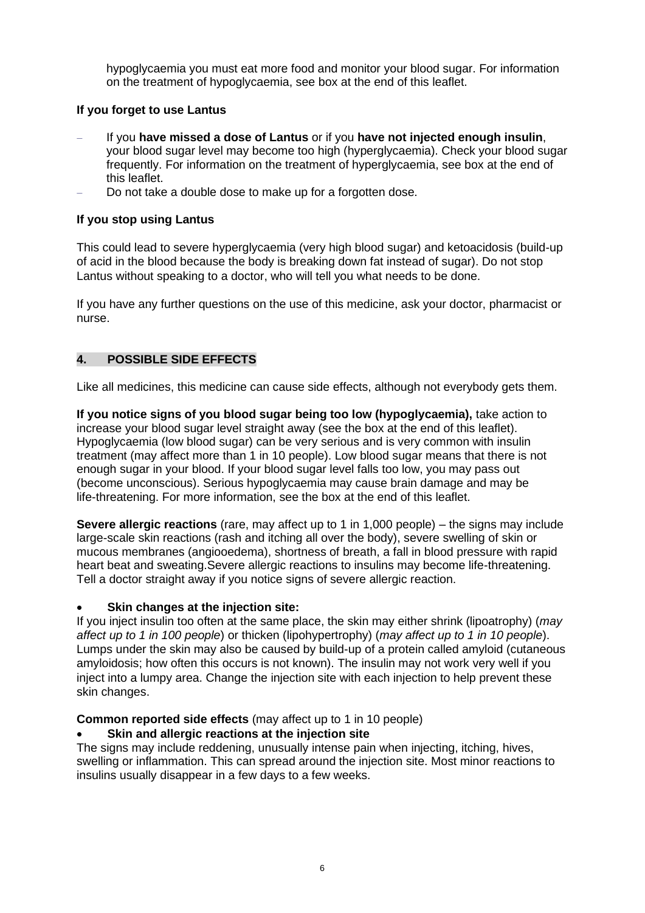hypoglycaemia you must eat more food and monitor your blood sugar. For information on the treatment of hypoglycaemia, see box at the end of this leaflet.

**If you forget to use Lantus**

- If you **have missed a dose of Lantus** or if you **have not injected enough insulin**, your blood sugar level may become too high (hyperglycaemia). Check your blood sugar frequently. For information on the treatment of hyperglycaemia, see box at the end of this leaflet.
- Do not take a double dose to make up for a forgotten dose.

**If you stop using Lantus**

This could lead to severe hyperglycaemia (very high blood sugar) and ketoacidosis (build-up of acid in the blood because the body is breaking down fat instead of sugar). Do not stop Lantus without speaking to a doctor, who will tell you what needs to be done.

If you have any further questions on the use of this medicine, ask your doctor, pharmacist or nurse.

## 4. POSSIBLE SIDE EFFECTS

Like all medicines, this medicine can cause side effects, although not everybody gets them.

**If you notice signs of you blood sugar being too low (hypoglycaemia),** take action to increase your blood sugar level straight away (see the box at the end of this leaflet). Hypoglycaemia (low blood sugar) can be very serious and is very common with insulin treatment (may affect more than 1 in 10 people). Low blood sugar means that there is not enough sugar in your blood. If your blood sugar level falls too low, you may pass out (become unconscious). Serious hypoglycaemia may cause brain damage and may be life-threatening. For more information, see the box at the end of this leaflet.

**Severe allergic reactions** (rare, may affect up to 1 in 1,000 people) – the signs may include large-scale skin reactions (rash and itching all over the body), severe swelling of skin or mucous membranes (angiooedema), shortness of breath, a fall in blood pressure with rapid heart beat and sweating.Severe allergic reactions to insulins may become life-threatening. Tell a doctor straight away if you notice signs of severe allergic reaction.

- **Skin changes at the injection site:**

If you inject insulin too often at the same place, the skin may either shrink (lipoatrophy) (*may affect up to 1 in 100 people*) or thicken (lipohypertrophy) (*may affect up to 1 in 10 people*). Lumps under the skin may also be caused by build-up of a protein called amyloid (cutaneous amyloidosis; how often this occurs is not known). The insulin may not work very well if you inject into a lumpy area. Change the injection site with each injection to help prevent these skin changes.

**Common reported side effects** (may affect up to 1 in 10 people)

- **Skin and allergic reactions at the injection site**

The signs may include reddening, unusually intense pain when injecting, itching, hives, swelling or inflammation. This can spread around the injection site. Most minor reactions to insulins usually disappear in a few days to a few weeks.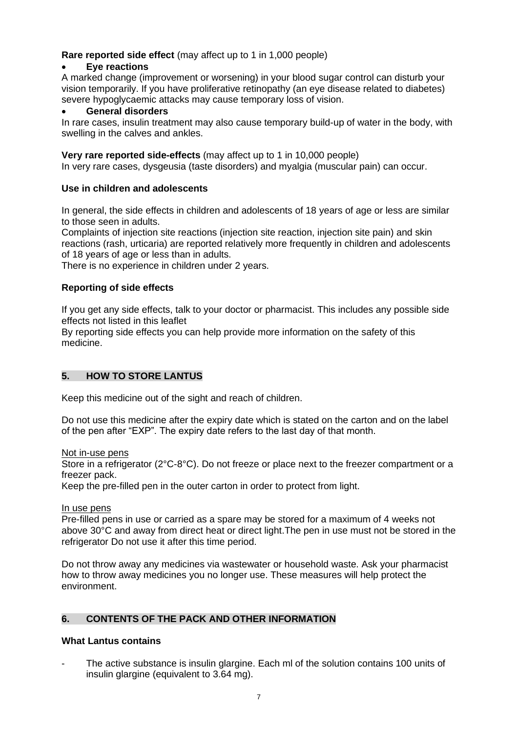**Rare reported side effect** (may affect up to 1 in 1,000 people)

- **Eye reactions**

A marked change (improvement or worsening) in your blood sugar control can disturb your vision temporarily. If you have proliferative retinopathy (an eye disease related to diabetes) severe hypoglycaemic attacks may cause temporary loss of vision.

- **General disorders**

In rare cases, insulin treatment may also cause temporary build-up of water in the body, with swelling in the calves and ankles.

**Very rare reported side-effects** (may affect up to 1 in 10,000 people)
In very rare cases, dysgeusia (taste disorders) and myalgia (muscular pain) can occur.

**Use in children and adolescents**

In general, the side effects in children and adolescents of 18 years of age or less are similar to those seen in adults.
Complaints of injection site reactions (injection site reaction, injection site pain) and skin reactions (rash, urticaria) are reported relatively more frequently in children and adolescents of 18 years of age or less than in adults.
There is no experience in children under 2 years.

**Reporting of side effects**

If you get any side effects, talk to your doctor or pharmacist. This includes any possible side effects not listed in this leaflet
By reporting side effects you can help provide more information on the safety of this medicine.

## 5. HOW TO STORE LANTUS

Keep this medicine out of the sight and reach of children.

Do not use this medicine after the expiry date which is stated on the carton and on the label of the pen after "EXP". The expiry date refers to the last day of that month.

Not in-use pens
Store in a refrigerator (2°C-8°C). Do not freeze or place next to the freezer compartment or a freezer pack.
Keep the pre-filled pen in the outer carton in order to protect from light.

In use pens
Pre-filled pens in use or carried as a spare may be stored for a maximum of 4 weeks not above 30°C and away from direct heat or direct light.The pen in use must not be stored in the refrigerator Do not use it after this time period.

Do not throw away any medicines via wastewater or household waste. Ask your pharmacist how to throw away medicines you no longer use. These measures will help protect the environment.

## 6. CONTENTS OF THE PACK AND OTHER INFORMATION

**What Lantus contains**

- The active substance is insulin glargine. Each ml of the solution contains 100 units of insulin glargine (equivalent to 3.64 mg).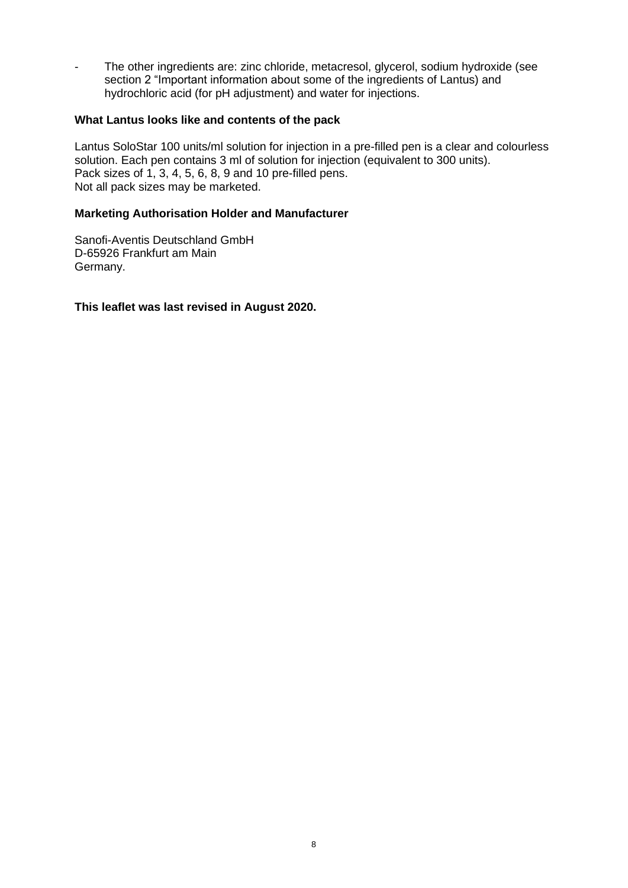- The other ingredients are: zinc chloride, metacresol, glycerol, sodium hydroxide (see section 2 "Important information about some of the ingredients of Lantus) and hydrochloric acid (for pH adjustment) and water for injections.

**What Lantus looks like and contents of the pack**

Lantus SoloStar 100 units/ml solution for injection in a pre-filled pen is a clear and colourless solution. Each pen contains 3 ml of solution for injection (equivalent to 300 units).
Pack sizes of 1, 3, 4, 5, 6, 8, 9 and 10 pre-filled pens.
Not all pack sizes may be marketed.

**Marketing Authorisation Holder and Manufacturer**

Sanofi-Aventis Deutschland GmbH
D-65926 Frankfurt am Main
Germany.

**This leaflet was last revised in August 2020.**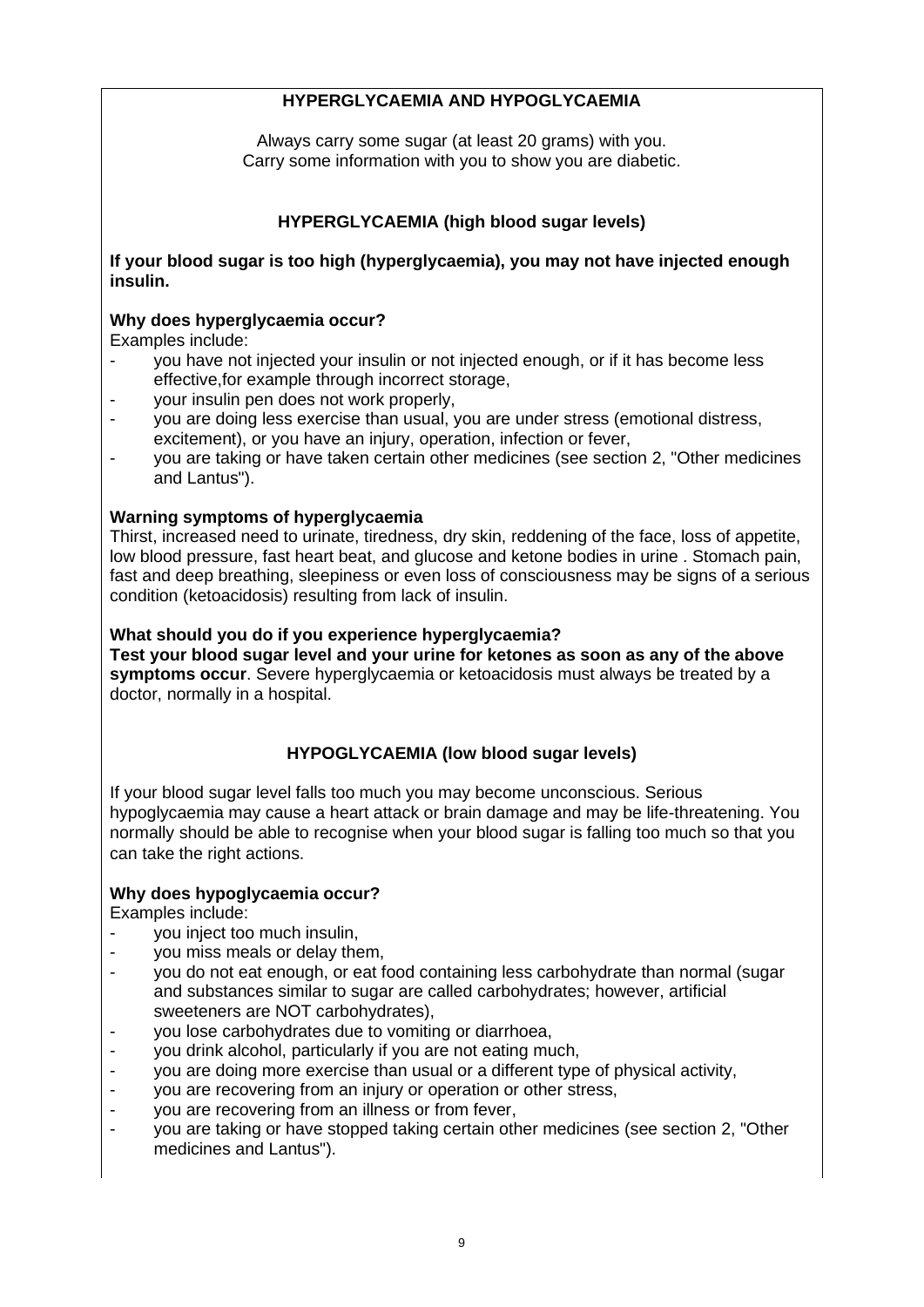## HYPERGLYCAEMIA AND HYPOGLYCAEMIA

Always carry some sugar (at least 20 grams) with you.
Carry some information with you to show you are diabetic.

### HYPERGLYCAEMIA (high blood sugar levels)

**If your blood sugar is too high (hyperglycaemia), you may not have injected enough insulin.**

**Why does hyperglycaemia occur?**
Examples include:

- you have not injected your insulin or not injected enough, or if it has become less effective,for example through incorrect storage,
- your insulin pen does not work properly,
- you are doing less exercise than usual, you are under stress (emotional distress, excitement), or you have an injury, operation, infection or fever,
- you are taking or have taken certain other medicines (see section 2, "Other medicines and Lantus").

**Warning symptoms of hyperglycaemia**
Thirst, increased need to urinate, tiredness, dry skin, reddening of the face, loss of appetite, low blood pressure, fast heart beat, and glucose and ketone bodies in urine . Stomach pain, fast and deep breathing, sleepiness or even loss of consciousness may be signs of a serious condition (ketoacidosis) resulting from lack of insulin.

**What should you do if you experience hyperglycaemia?**
**Test your blood sugar level and your urine for ketones as soon as any of the above symptoms occur**. Severe hyperglycaemia or ketoacidosis must always be treated by a doctor, normally in a hospital.

### HYPOGLYCAEMIA (low blood sugar levels)

If your blood sugar level falls too much you may become unconscious. Serious hypoglycaemia may cause a heart attack or brain damage and may be life-threatening. You normally should be able to recognise when your blood sugar is falling too much so that you can take the right actions.

**Why does hypoglycaemia occur?**
Examples include:

- you inject too much insulin,
- you miss meals or delay them,
- you do not eat enough, or eat food containing less carbohydrate than normal (sugar and substances similar to sugar are called carbohydrates; however, artificial sweeteners are NOT carbohydrates),
- you lose carbohydrates due to vomiting or diarrhoea,
- you drink alcohol, particularly if you are not eating much,
- you are doing more exercise than usual or a different type of physical activity,
- you are recovering from an injury or operation or other stress,
- you are recovering from an illness or from fever,
- you are taking or have stopped taking certain other medicines (see section 2, "Other medicines and Lantus").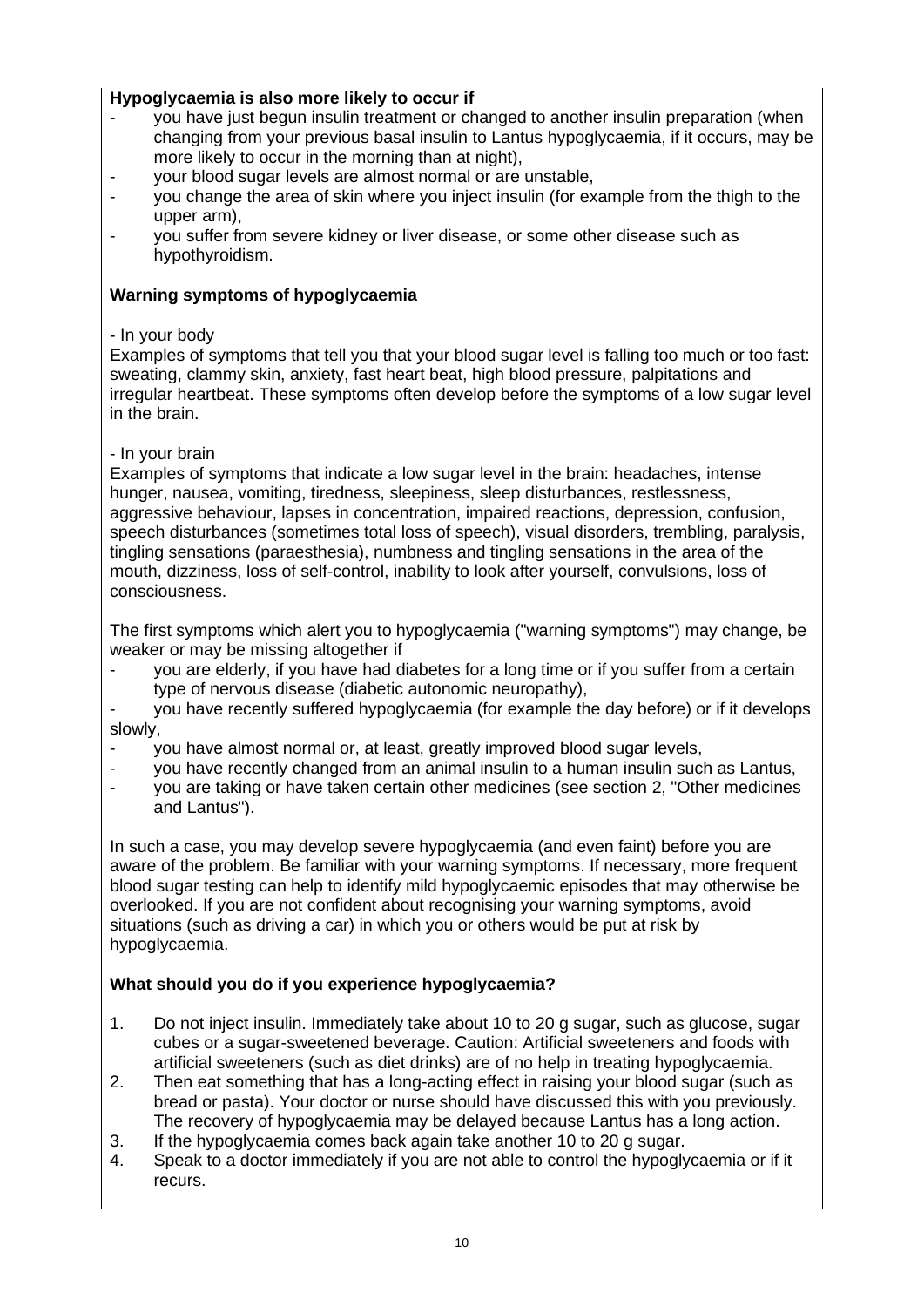**Hypoglycaemia is also more likely to occur if**

- you have just begun insulin treatment or changed to another insulin preparation (when changing from your previous basal insulin to Lantus hypoglycaemia, if it occurs, may be more likely to occur in the morning than at night),
- your blood sugar levels are almost normal or are unstable,
- you change the area of skin where you inject insulin (for example from the thigh to the upper arm),
- you suffer from severe kidney or liver disease, or some other disease such as hypothyroidism.

**Warning symptoms of hypoglycaemia**

- In your body

Examples of symptoms that tell you that your blood sugar level is falling too much or too fast: sweating, clammy skin, anxiety, fast heart beat, high blood pressure, palpitations and irregular heartbeat. These symptoms often develop before the symptoms of a low sugar level in the brain.

- In your brain

Examples of symptoms that indicate a low sugar level in the brain: headaches, intense hunger, nausea, vomiting, tiredness, sleepiness, sleep disturbances, restlessness, aggressive behaviour, lapses in concentration, impaired reactions, depression, confusion, speech disturbances (sometimes total loss of speech), visual disorders, trembling, paralysis, tingling sensations (paraesthesia), numbness and tingling sensations in the area of the mouth, dizziness, loss of self-control, inability to look after yourself, convulsions, loss of consciousness.

The first symptoms which alert you to hypoglycaemia ("warning symptoms") may change, be weaker or may be missing altogether if

- you are elderly, if you have had diabetes for a long time or if you suffer from a certain type of nervous disease (diabetic autonomic neuropathy),
- you have recently suffered hypoglycaemia (for example the day before) or if it develops slowly,
- you have almost normal or, at least, greatly improved blood sugar levels,
- you have recently changed from an animal insulin to a human insulin such as Lantus,
- you are taking or have taken certain other medicines (see section 2, "Other medicines and Lantus").

In such a case, you may develop severe hypoglycaemia (and even faint) before you are aware of the problem. Be familiar with your warning symptoms. If necessary, more frequent blood sugar testing can help to identify mild hypoglycaemic episodes that may otherwise be overlooked. If you are not confident about recognising your warning symptoms, avoid situations (such as driving a car) in which you or others would be put at risk by hypoglycaemia.

**What should you do if you experience hypoglycaemia?**

1. Do not inject insulin. Immediately take about 10 to 20 g sugar, such as glucose, sugar cubes or a sugar-sweetened beverage. Caution: Artificial sweeteners and foods with artificial sweeteners (such as diet drinks) are of no help in treating hypoglycaemia.
2. Then eat something that has a long-acting effect in raising your blood sugar (such as bread or pasta). Your doctor or nurse should have discussed this with you previously. The recovery of hypoglycaemia may be delayed because Lantus has a long action.
3. If the hypoglycaemia comes back again take another 10 to 20 g sugar.
4. Speak to a doctor immediately if you are not able to control the hypoglycaemia or if it recurs.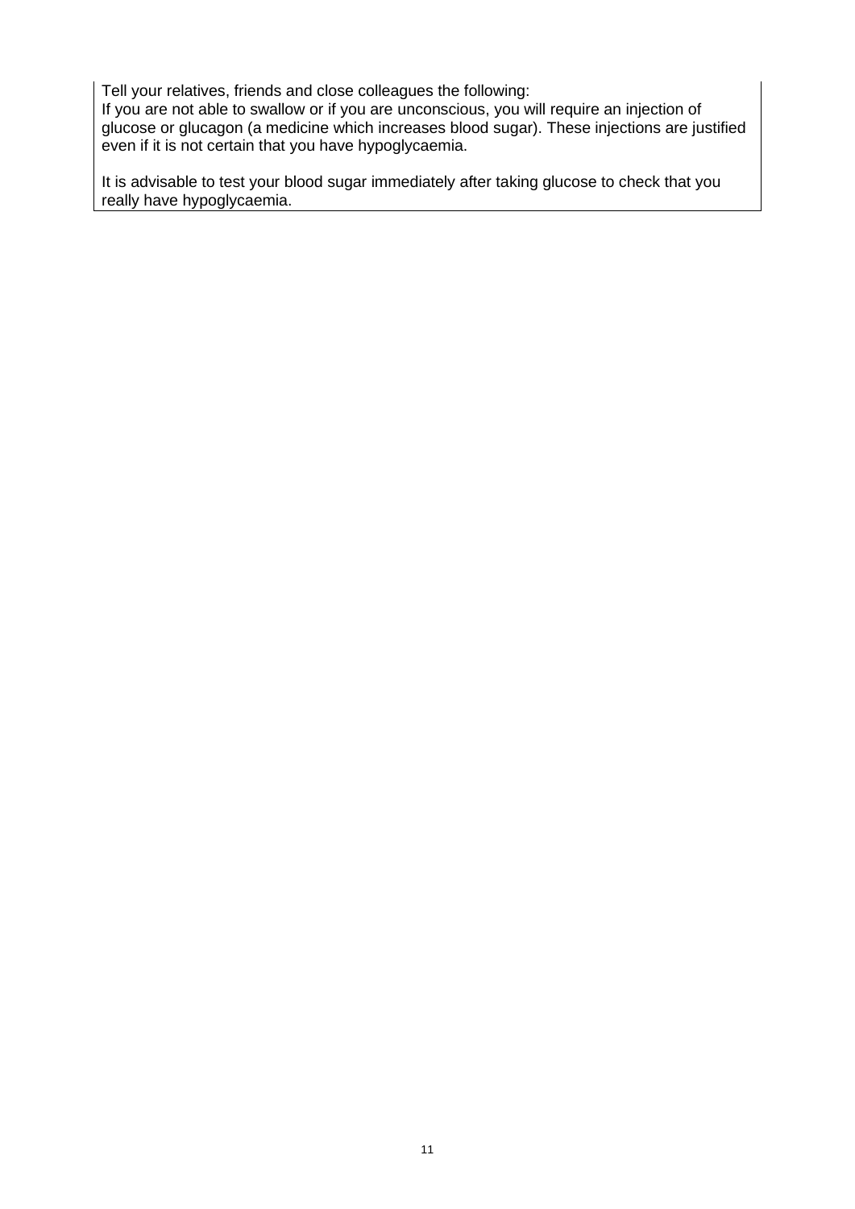Tell your relatives, friends and close colleagues the following:
If you are not able to swallow or if you are unconscious, you will require an injection of glucose or glucagon (a medicine which increases blood sugar). These injections are justified even if it is not certain that you have hypoglycaemia.

It is advisable to test your blood sugar immediately after taking glucose to check that you really have hypoglycaemia.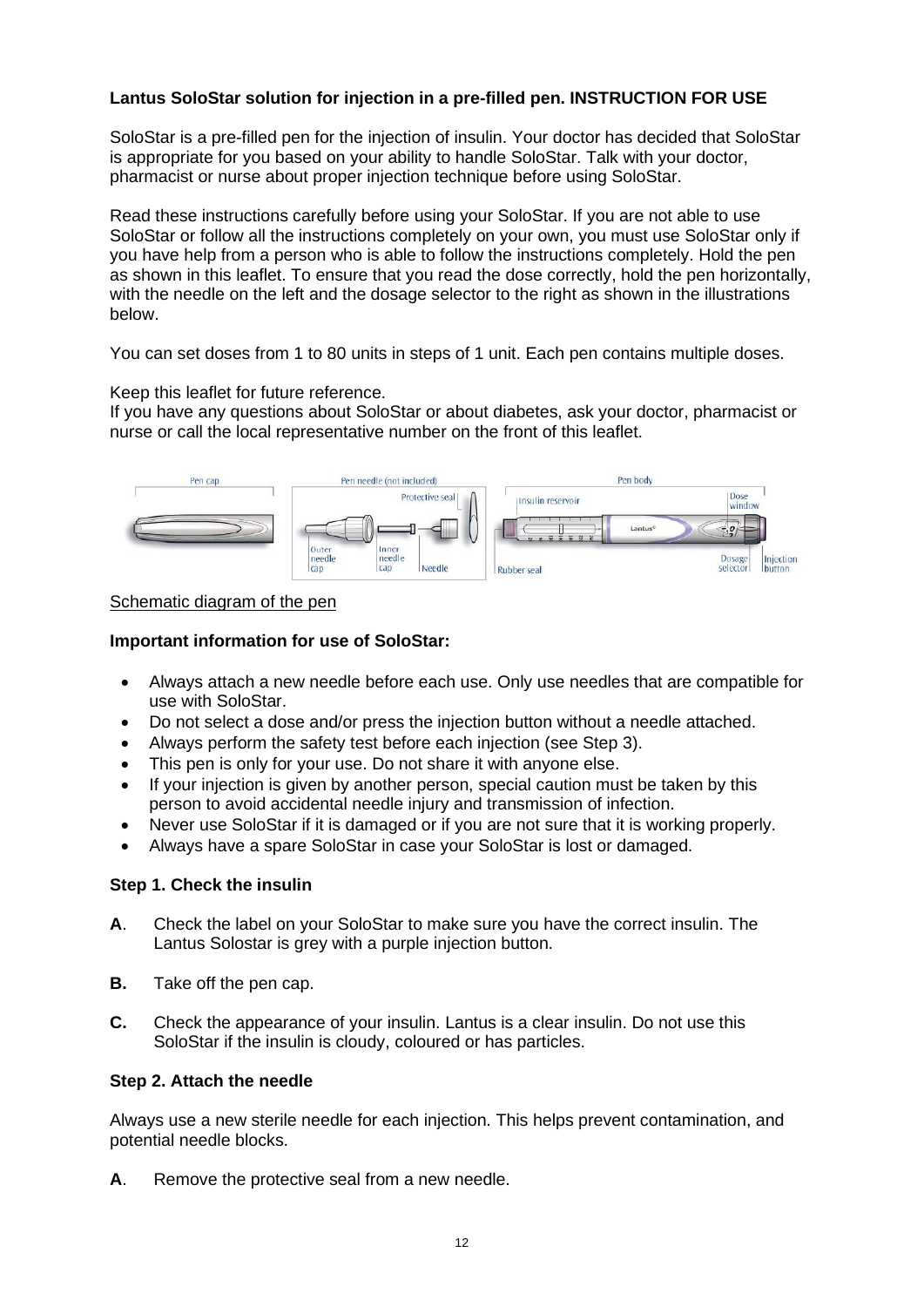**Lantus SoloStar solution for injection in a pre-filled pen. INSTRUCTION FOR USE**

SoloStar is a pre-filled pen for the injection of insulin. Your doctor has decided that SoloStar is appropriate for you based on your ability to handle SoloStar. Talk with your doctor, pharmacist or nurse about proper injection technique before using SoloStar.

Read these instructions carefully before using your SoloStar. If you are not able to use SoloStar or follow all the instructions completely on your own, you must use SoloStar only if you have help from a person who is able to follow the instructions completely. Hold the pen as shown in this leaflet. To ensure that you read the dose correctly, hold the pen horizontally, with the needle on the left and the dosage selector to the right as shown in the illustrations below.

You can set doses from 1 to 80 units in steps of 1 unit. Each pen contains multiple doses.

Keep this leaflet for future reference.
If you have any questions about SoloStar or about diabetes, ask your doctor, pharmacist or nurse or call the local representative number on the front of this leaflet.

Pen cap | Pen needle (not included): Protective seal, Outer needle cap, Inner needle cap, Needle | Pen body: Insulin reservoir, Rubber seal, Dose window, Dosage selector, Injection button

Schematic diagram of the pen

**Important information for use of SoloStar:**

- Always attach a new needle before each use. Only use needles that are compatible for use with SoloStar.
- Do not select a dose and/or press the injection button without a needle attached.
- Always perform the safety test before each injection (see Step 3).
- This pen is only for your use. Do not share it with anyone else.
- If your injection is given by another person, special caution must be taken by this person to avoid accidental needle injury and transmission of infection.
- Never use SoloStar if it is damaged or if you are not sure that it is working properly.
- Always have a spare SoloStar in case your SoloStar is lost or damaged.

**Step 1. Check the insulin**

**A**. Check the label on your SoloStar to make sure you have the correct insulin. The Lantus Solostar is grey with a purple injection button.

**B.** Take off the pen cap.

**C.** Check the appearance of your insulin. Lantus is a clear insulin. Do not use this SoloStar if the insulin is cloudy, coloured or has particles.

**Step 2. Attach the needle**

Always use a new sterile needle for each injection. This helps prevent contamination, and potential needle blocks.

**A**. Remove the protective seal from a new needle.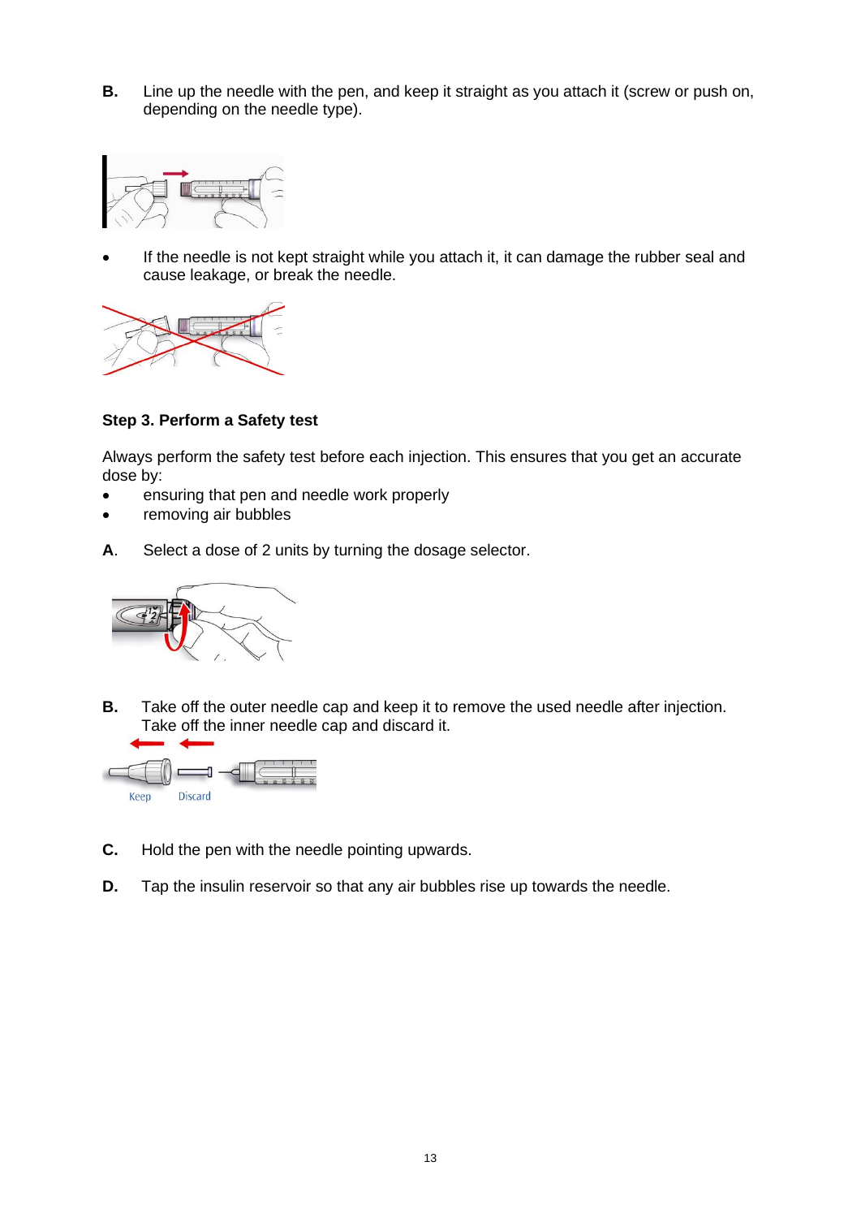**B.** Line up the needle with the pen, and keep it straight as you attach it (screw or push on, depending on the needle type).

- If the needle is not kept straight while you attach it, it can damage the rubber seal and cause leakage, or break the needle.

**Step 3. Perform a Safety test**

Always perform the safety test before each injection. This ensures that you get an accurate dose by:

- ensuring that pen and needle work properly
- removing air bubbles

**A**. Select a dose of 2 units by turning the dosage selector.

**B.** Take off the outer needle cap and keep it to remove the used needle after injection. Take off the inner needle cap and discard it.

Keep Discard

**C.** Hold the pen with the needle pointing upwards.

**D.** Tap the insulin reservoir so that any air bubbles rise up towards the needle.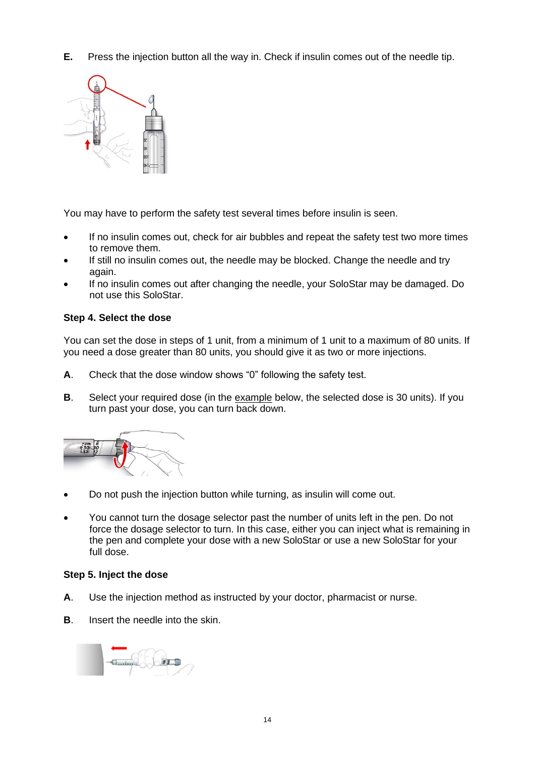**E.** Press the injection button all the way in. Check if insulin comes out of the needle tip.

You may have to perform the safety test several times before insulin is seen.

- If no insulin comes out, check for air bubbles and repeat the safety test two more times to remove them.
- If still no insulin comes out, the needle may be blocked. Change the needle and try again.
- If no insulin comes out after changing the needle, your SoloStar may be damaged. Do not use this SoloStar.

**Step 4. Select the dose**

You can set the dose in steps of 1 unit, from a minimum of 1 unit to a maximum of 80 units. If you need a dose greater than 80 units, you should give it as two or more injections.

**A**. Check that the dose window shows "0" following the safety test.

**B**. Select your required dose (in the example below, the selected dose is 30 units). If you turn past your dose, you can turn back down.

- Do not push the injection button while turning, as insulin will come out.
- You cannot turn the dosage selector past the number of units left in the pen. Do not force the dosage selector to turn. In this case, either you can inject what is remaining in the pen and complete your dose with a new SoloStar or use a new SoloStar for your full dose.

**Step 5. Inject the dose**

**A**. Use the injection method as instructed by your doctor, pharmacist or nurse.

**B**. Insert the needle into the skin.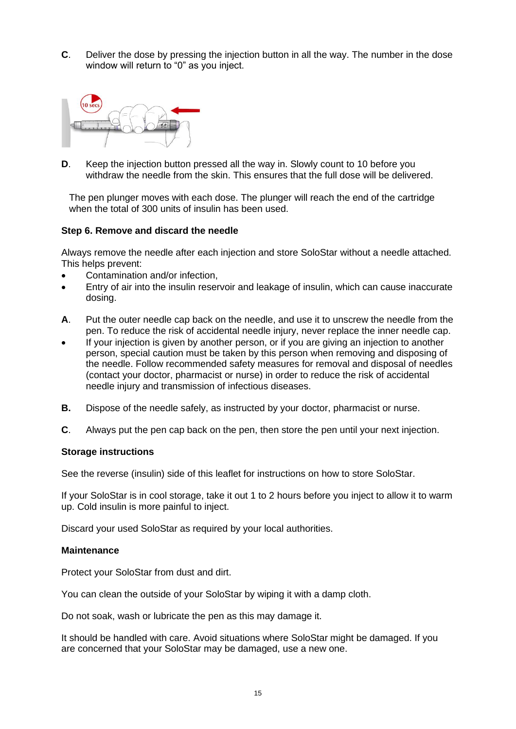**C**. Deliver the dose by pressing the injection button in all the way. The number in the dose window will return to "0" as you inject.

**D**. Keep the injection button pressed all the way in. Slowly count to 10 before you withdraw the needle from the skin. This ensures that the full dose will be delivered.

The pen plunger moves with each dose. The plunger will reach the end of the cartridge when the total of 300 units of insulin has been used.

**Step 6. Remove and discard the needle**

Always remove the needle after each injection and store SoloStar without a needle attached. This helps prevent:

- Contamination and/or infection,
- Entry of air into the insulin reservoir and leakage of insulin, which can cause inaccurate dosing.

**A**. Put the outer needle cap back on the needle, and use it to unscrew the needle from the pen. To reduce the risk of accidental needle injury, never replace the inner needle cap.

- If your injection is given by another person, or if you are giving an injection to another person, special caution must be taken by this person when removing and disposing of the needle. Follow recommended safety measures for removal and disposal of needles (contact your doctor, pharmacist or nurse) in order to reduce the risk of accidental needle injury and transmission of infectious diseases.

**B.** Dispose of the needle safely, as instructed by your doctor, pharmacist or nurse.

**C**. Always put the pen cap back on the pen, then store the pen until your next injection.

**Storage instructions**

See the reverse (insulin) side of this leaflet for instructions on how to store SoloStar.

If your SoloStar is in cool storage, take it out 1 to 2 hours before you inject to allow it to warm up. Cold insulin is more painful to inject.

Discard your used SoloStar as required by your local authorities.

**Maintenance**

Protect your SoloStar from dust and dirt.

You can clean the outside of your SoloStar by wiping it with a damp cloth.

Do not soak, wash or lubricate the pen as this may damage it.

It should be handled with care. Avoid situations where SoloStar might be damaged. If you are concerned that your SoloStar may be damaged, use a new one.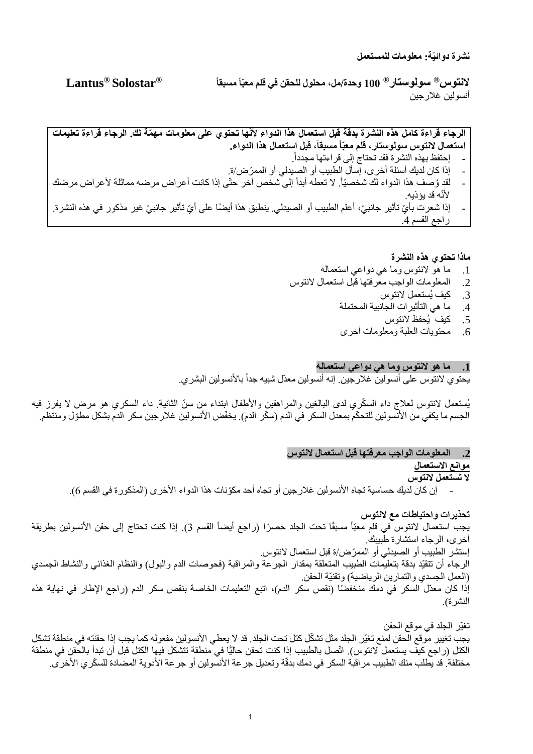**نشرة دوائيّة: معلومات للمستعمل**

**لانتوس® سولوستار® 100 وحدة/مل، محلول للحقن في قلم معبّأ مسبقاً** **Lantus® Solostar®**

أنسولين غلارجين

---

**الرجاء قراءة كامل هذه النشرة بدقة قبل استعمال هذا الدواء لأنّها تحتوي على معلومات مهمّة لك. الرجاء قراءة تعليمات استعمال لانتوس سولوستار، قلم معبّأ مسبقاً، قبل استعمال هذا الدواء.**

- إحتفظ بهذه النشرة فقد تحتاج إلى قراءتها مجدداً.
- إذا كان لديك أسئلة أخرى، إسأل الطبيب أو الصيدلي أو الممرّض/ة.
- لقد وُصف هذا الدواء لك شخصيّاً. لا تعطه أبداً إلى شخص آخر حتّى إذا كانت أعراض مرضه مماثلة لأعراض مرضك لأنّه قد يؤذيه.
- إذا شعرت بأيّ تأثير جانبيّ، أعلم الطبيب أو الصيدلي. ينطبق هذا أيضًا على أيّ تأثير جانبيّ غير مذكور في هذه النشرة. راجع القسم 4.

---

**ماذا تحتوي هذه النشرة**

1. ما هو لانتوس وما هي دواعي استعماله
2. المعلومات الواجب معرفتها قبل استعمال لانتوس
3. كيف يُستعمل لانتوس
4. ما هي التأثيرات الجانبية المحتملة
5. كيف يُحفظ لانتوس
6. محتويات العلبة ومعلومات أخرى

## 1. ما هو لانتوس وما هي دواعي استعماله

يحتوي لانتوس على أنسولين غلارجين. إنه أنسولين معدّل شبيه جداً بالأنسولين البشري.

يُستعمل لانتوس لعلاج داء السكّري لدى البالغين والمراهقين والأطفال ابتداء من سنّ الثانية. داء السكري هو مرض لا يفرز فيه الجسم ما يكفي من الأنسولين للتحكّم بمعدل السكر في الدم (سكّر الدم). يخفّض الأنسولين غلارجين سكر الدم بشكل مطوّل ومنتظم.

## 2. المعلومات الواجب معرفتها قبل استعمال لانتوس

**موانع الاستعمال**

**لا تستعمل لانتوس**

- إن كان لديك حساسية تجاه الأنسولين غلارجين أو تجاه أحد مكوّنات هذا الدواء الأخرى (المذكورة في القسم 6).

**تحذيرات واحتياطات مع لانتوس**

يجب استعمال لانتوس في قلم معبّأ مسبقًا تحت الجلد حصرًا (راجع أيضاً القسم 3). إذا كنت تحتاج إلى حقن الأنسولين بطريقة أخرى، الرجاء استشارة طبيبك.

إستشر الطبيب أو الصيدلي أو الممرّض/ة قبل استعمال لانتوس.

الرجاء أن تتقيّد بدقة بتعليمات الطبيب المتعلقة بمقدار الجرعة والمراقبة (فحوصات الدم والبول) والنظام الغذائي والنشاط الجسدي (العمل الجسدي والتمارين الرياضية) وتقنيّة الحقن.

إذا كان معدّل السكر في دمك منخفضًا (نقص سكر الدم)، اتبع التعليمات الخاصة بنقص سكر الدم (راجع الإطار في نهاية هذه النشرة).

تغيّر الجلد في موقع الحقن

يجب تغيير موقع الحقن لمنع تغيّر الجلد مثل تشكّل كتل تحت الجلد. قد لا يعطي الأنسولين مفعوله كما يجب إذا حقنته في منطقة تشكل الكتل (راجع كيف يستعمل لانتوس). اتّصل بالطبيب إذا كنت تحقن حاليًّا في منطقة تتشكل فيها الكتل قبل أن تبدأ بالحقن في منطقة مختلفة. قد يطلب منك الطبيب مراقبة السكر في دمك بدقّة وتعديل جرعة الأنسولين أو جرعة الأدوية المضادة للسكّري الأخرى.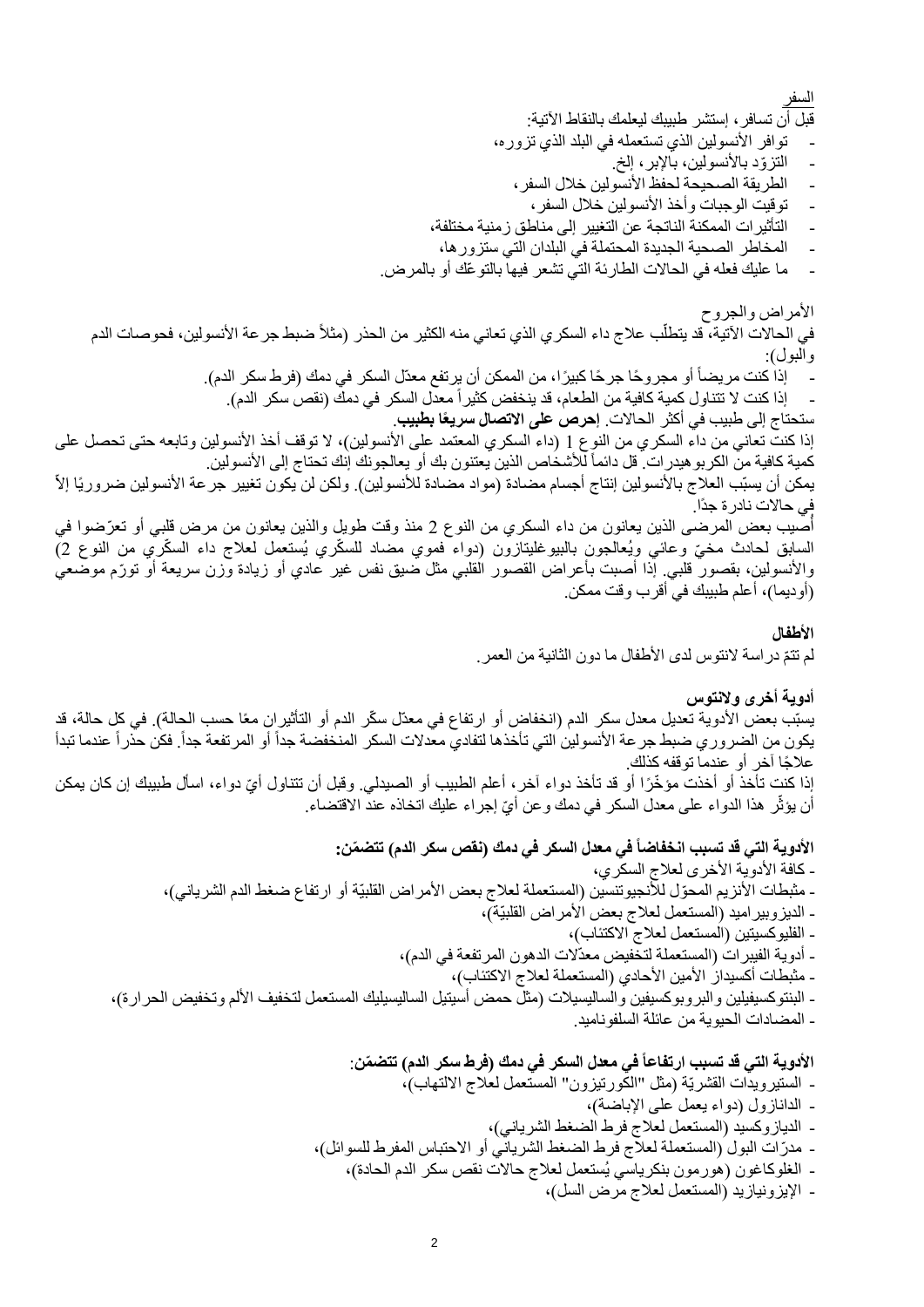السفر

قبل أن تسافر، إستشر طبيبك ليعلمك بالنقاط الآتية:

- توافر الأنسولين الذي تستعمله في البلد الذي تزوره،
- التزوّد بالأنسولين، بالإبر، إلخ.
- الطريقة الصحيحة لحفظ الأنسولين خلال السفر،
- توقيت الوجبات وأخذ الأنسولين خلال السفر،
- التأثيرات الممكنة الناتجة عن التغيير إلى مناطق زمنية مختلفة،
- المخاطر الصحية الجديدة المحتملة في البلدان التي ستزورها،
- ما عليك فعله في الحالات الطارئة التي تشعر فيها بالتوعّك أو بالمرض.

الأمراض والجروح

في الحالات الآتية، قد يتطلّب علاج داء السكري الذي تعاني منه الكثير من الحذر (مثلاً ضبط جرعة الأنسولين، فحوصات الدم والبول):

- إذا كنت مريضاً أو مجروحًا جرحًا كبيرًا، من الممكن أن يرتفع معدّل السكر في دمك (فرط سكر الدم).
- إذا كنت لا تتناول كمية كافية من الطعام، قد ينخفض كثيراً معدل السكر في دمك (نقص سكر الدم).

ستحتاج إلى طبيب في أكثر الحالات. **إحرص على الاتصال سريعًا بطبيب.**

إذا كنت تعاني من داء السكري من النوع 1 (داء السكري المعتمد على الأنسولين)، لا توقف أخذ الأنسولين وتابعه حتى تحصل على كمية كافية من الكربوهيدرات. قل دائماً للأشخاص الذين يعتنون بك أو يعالجونك إنك تحتاج إلى الأنسولين.

يمكن أن يسبّب العلاج بالأنسولين إنتاج أجسام مضادة (مواد مضادة للأنسولين). ولكن لن يكون تغيير جرعة الأنسولين ضروريًا إلاّ في حالات نادرة جدًا.

أُصيب بعض المرضى الذين يعانون من داء السكري من النوع 2 منذ وقت طويل والذين يعانون من مرض قلبي أو تعرّضوا في السابق لحادث مخيّ وعائي ويُعالجون بالبيوغليتازون (دواء فموي مضاد للسكّري يُستعمل لعلاج داء السكّري من النوع 2) والأنسولين، بقصور قلبي. إذا أصبت بأعراض القصور القلبي مثل ضيق نفس غير عادي أو زيادة وزن سريعة أو تورّم موضعي (أوديما)، أعلم طبيبك في أقرب وقت ممكن.

**الأطفال**

لم تتمّ دراسة لانتوس لدى الأطفال ما دون الثانية من العمر.

**أدوية أخرى ولانتوس**

يسبّب بعض الأدوية تعديل معدل سكر الدم (انخفاض أو ارتفاع في معدّل سكّر الدم أو التأثيران معًا حسب الحالة). في كل حالة، قد يكون من الضروري ضبط جرعة الأنسولين التي تأخذها لتفادي معدلات السكر المنخفضة جداً أو المرتفعة جداً. فكن حذراً عندما تبدأ علاجًا آخر أو عندما توقفه كذلك.

إذا كنت تأخذ أو أخذت مؤخّرًا أو قد تأخذ دواء آخر، أعلم الطبيب أو الصيدلي. وقبل أن تتناول أيّ دواء، اسأل طبيبك إن كان يمكن أن يؤثّر هذا الدواء على معدل السكر في دمك وعن أيّ إجراء عليك اتخاذه عند الاقتضاء.

**الأدوية التي قد تسبب انخفاضاً في معدل السكر في دمك (نقص سكر الدم) تتضمّن:**

- كافة الأدوية الأخرى لعلاج السكري،
- مثبطات الأنزيم المحوّل للأنجيوتنسين (المستعملة لعلاج بعض الأمراض القلبيّة أو ارتفاع ضغط الدم الشرياني)،
- الديزوبيراميد (المستعمل لعلاج بعض الأمراض القلبيّة)،
- الفليوكسيتين (المستعمل لعلاج الاكتئاب)،
- أدوية الفيبرات (المستعملة لتخفيض معدّلات الدهون المرتفعة في الدم)،
- مثبطات أكسيداز الأمين الأحادي (المستعملة لعلاج الاكتئاب)،
- البنتوكسيفيلين والبروبوكسيفين والساليسيلات (مثل حمض أسيتيل الساليسيليك المستعمل لتخفيف الألم وتخفيض الحرارة)،
- المضادات الحيوية من عائلة السلفوناميد.

**الأدوية التي قد تسبب ارتفاعاً في معدل السكر في دمك (فرط سكر الدم) تتضمّن:**

- الستيرويدات القشريّة (مثل "الكورتيزون" المستعمل لعلاج الالتهاب)،
- الدانازول (دواء يعمل على الإباضة)،
- الديازوكسيد (المستعمل لعلاج فرط الضغط الشرياني)،
- مدرّات البول (المستعملة لعلاج فرط الضغط الشرياني أو الاحتباس المفرط للسوائل)،
- الغلوكاغون (هورمون بنكرياسي يُستعمل لعلاج حالات نقص سكر الدم الحادة)،
- الإيزونيازيد (المستعمل لعلاج مرض السل)،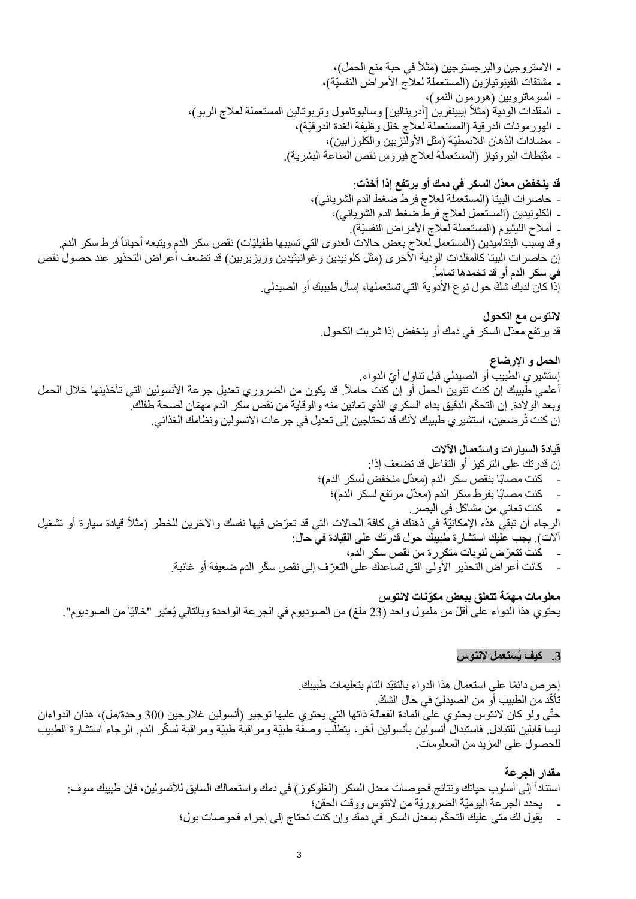- الاستروجين والبرجستوجين (مثلاً في حبة منع الحمل)،
- مشتقات الفينوتيازين (المستعملة لعلاج الأمراض النفسيّة)،
- السوماتروبين (هورمون النمو)،
- المقلدات الودية (مثلاً إيبينفرين [أدرينالين] وسالبوتامول وتربوتالين المستعملة لعلاج الربو)،
- الهورمونات الدرقية (المستعملة لعلاج خلل وظيفة الغدة الدرقيّة)،
- مضادات الذهان اللانمطيّة (مثل الأولنزبين والكلوزابين)،
- مثبّطات البروتياز (المستعملة لعلاج فيروس نقص المناعة البشرية).

**قد ينخفض معدّل السكر في دمك أو يرتفع إذا أخذت:**

- حاصرات البيتا (المستعملة لعلاج فرط ضغط الدم الشرياني)،
- الكلونيدين (المستعمل لعلاج فرط ضغط الدم الشرياني)،
- أملاح الليثيوم (المستعملة لعلاج الأمراض النفسيّة).

وقد يسبب البنتاميدين (المستعمل لعلاج بعض حالات العدوى التي تسببها طفيليّات) نقص سكر الدم ويتبعه أحياناً فرط سكر الدم.
إن حاصرات البيتا كالمقلدات الودية الأخرى (مثل كلونيدين وغوانيثيدين وريزيربين) قد تضعف أعراض التحذير عند حصول نقص في سكر الدم أو قد تخمدها تماماً.
إذا كان لديك شكّ حول نوع الأدوية التي تستعملها، إسأل طبيبك أو الصيدلي.

**لانتوس مع الكحول**

قد يرتفع معدّل السكر في دمك أو ينخفض إذا شربت الكحول.

**الحمل و الإرضاع**

إستشيري الطبيب أو الصيدلي قبل تناول أيّ الدواء.
أعلمي طبيبك إن كنت تنوين الحمل أو إن كنت حاملاً. قد يكون من الضروري تعديل جرعة الأنسولين التي تأخذينها خلال الحمل وبعد الولادة. إن التحكّم الدقيق بداء السكري الذي تعانين منه والوقاية من نقص سكر الدم مهمّان لصحة طفلك.
إن كنت تُرضعين، استشيري طبيبك لأنك قد تحتاجين إلى تعديل في جرعات الأنسولين ونظامك الغذائي.

**قيادة السيارات واستعمال الآلات**

إن قدرتك على التركيز أو التفاعل قد تضعف إذا:

- كنت مصابًا بنقص سكر الدم (معدّل منخفض لسكر الدم)؛
- كنت مصابًا بفرط سكر الدم (معدّل مرتفع لسكر الدم)؛
- كنت تعاني من مشاكل في البصر.

الرجاء أن تبقي هذه الإمكانيّة في ذهنك في كافة الحالات التي قد تعرّض فيها نفسك والآخرين للخطر (مثلاً قيادة سيارة أو تشغيل آلات). يجب عليك استشارة طبيبك حول قدرتك على القيادة في حال:

- كنت تتعرّض لنوبات متكررة من نقص سكر الدم،
- كانت أعراض التحذير الأولى التي تساعدك على التعرّف إلى نقص سكّر الدم ضعيفة أو غائبة.

**معلومات مهمّة تتعلق ببعض مكوّنات لانتوس**

يحتوي هذا الدواء على أقلّ من ملمول واحد (23 ملغ) من الصوديوم في الجرعة الواحدة وبالتالي يُعتبر "خاليًا من الصوديوم".

## 3. كيف يُستعمل لانتوس

إحرص دائمًا على استعمال هذا الدواء بالتقيّد التام بتعليمات طبيبك.
تأكّد من الطبيب أو من الصيدليّ في حال الشكّ.
حتّى ولو كان لانتوس يحتوي على المادة الفعالة ذاتها التي يحتوي عليها توجيو (أنسولين غلارجين 300 وحدة/مل)، هذان الدواءان ليسا قابلين للتبادل. فاستبدال أنسولين بأنسولين آخر، يتطلّب وصفة طبيّة ومراقبة طبيّة ومراقبة لسكّر الدم. الرجاء استشارة الطبيب للحصول على المزيد من المعلومات.

**مقدار الجرعة**

استناداً إلى أسلوب حياتك ونتائج فحوصات معدل السكر (الغلوكوز) في دمك واستعمالك السابق للأنسولين، فإن طبيبك سوف:

- يحدد الجرعة اليوميّة الضروريّة من لانتوس ووقت الحقن؛
- يقول لك متى عليك التحكّم بمعدل السكر في دمك وإن كنت تحتاج إلى إجراء فحوصات بول؛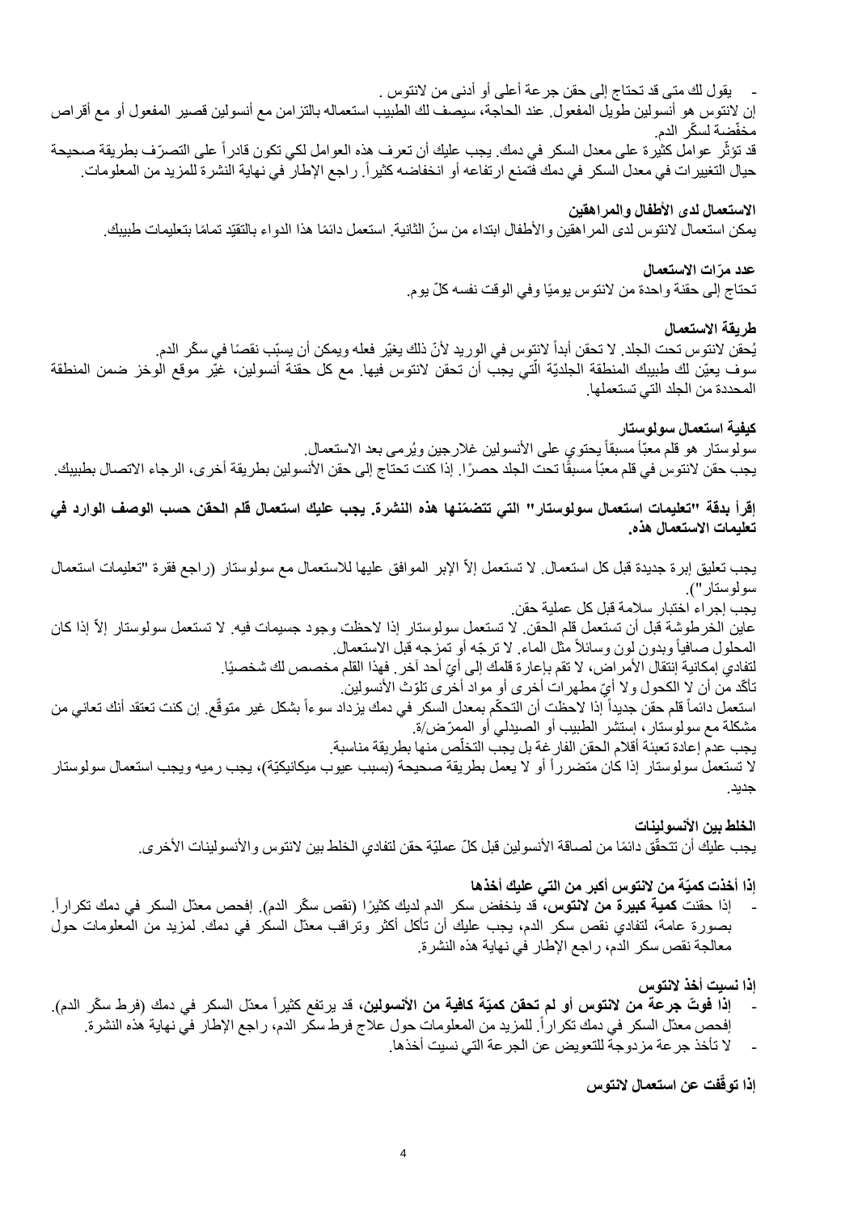- يقول لك متى قد تحتاج إلى حقن جرعة أعلى أو أدنى من لانتوس .

إن لانتوس هو أنسولين طويل المفعول. عند الحاجة، سيصف لك الطبيب استعماله بالتزامن مع أنسولين قصير المفعول أو مع أقراص مخفّضة لسكّر الدم.

قد تؤثّر عوامل كثيرة على معدل السكر في دمك. يجب عليك أن تعرف هذه العوامل لكي تكون قادراً على التصرّف بطريقة صحيحة حيال التغييرات في معدل السكر في دمك فتمنع ارتفاعه أو انخفاضه كثيراً. راجع الإطار في نهاية النشرة للمزيد من المعلومات.

**الاستعمال لدى الأطفال والمراهقين**

يمكن استعمال لانتوس لدى المراهقين والأطفال ابتداء من سنّ الثانية. استعمل دائمًا هذا الدواء بالتقيّد تمامًا بتعليمات طبيبك.

**عدد مرّات الاستعمال**

تحتاج إلى حقنة واحدة من لانتوس يوميًا وفي الوقت نفسه كلّ يوم.

**طريقة الاستعمال**

يُحقن لانتوس تحت الجلد. لا تحقن أبداً لانتوس في الوريد لأنّ ذلك يغيّر فعله ويمكن أن يسبّب نقصًا في سكّر الدم.

سوف يعيّن لك طبيبك المنطقة الجلديّة الّتي يجب أن تحقن لانتوس فيها. مع كل حقنة أنسولين، غيّر موقع الوخز ضمن المنطقة المحددة من الجلد التي تستعملها.

**كيفية استعمال سولوستار**

سولوستار هو قلم معبّأ مسبقاً يحتوي على الأنسولين غلارجين ويُرمى بعد الاستعمال.

يجب حقن لانتوس في قلم معبّأ مسبقًا تحت الجلد حصرًا. إذا كنت تحتاج إلى حقن الأنسولين بطريقة أخرى، الرجاء الاتصال بطبيبك.

**إقرأ بدقة "تعليمات استعمال سولوستار" التي تتضمّنها هذه النشرة. يجب عليك استعمال قلم الحقن حسب الوصف الوارد في تعليمات الاستعمال هذه.**

يجب تعليق إبرة جديدة قبل كل استعمال. لا تستعمل إلاّ الإبر الموافق عليها للاستعمال مع سولوستار (راجع فقرة "تعليمات استعمال سولوستار").

يجب إجراء اختبار سلامة قبل كل عملية حقن.

عاين الخرطوشة قبل أن تستعمل قلم الحقن. لا تستعمل سولوستار إذا لاحظت وجود جسيمات فيه. لا تستعمل سولوستار إلاّ إذا كان المحلول صافياً وبدون لون وسائلاً مثل الماء. لا ترجّه أو تمزجه قبل الاستعمال.

لتفادي إمكانية إنتقال الأمراض، لا تقم بإعارة قلمك إلى أيّ أحد آخر. فهذا القلم مخصص لك شخصيًا.

تأكّد من أن لا الكحول ولا أيّ مطهرات أخرى أو مواد أخرى تلوّث الأنسولين.

استعمل دائماً قلم حقن جديداً إذا لاحظت أن التحكّم بمعدل السكر في دمك يزداد سوءاً بشكل غير متوقّع. إن كنت تعتقد أنك تعاني من مشكلة مع سولوستار، إستشر الطبيب أو الصيدلي أو الممرّض/ة.

يجب عدم إعادة تعبئة أقلام الحقن الفارغة بل يجب التخلّص منها بطريقة مناسبة.

لا تستعمل سولوستار إذا كان متضرراً أو لا يعمل بطريقة صحيحة (بسبب عيوب ميكانيكيّة)، يجب رميه ويجب استعمال سولوستار جديد.

**الخلط بين الأنسولينات**

يجب عليك أن تتحقّق دائمًا من لصاقة الأنسولين قبل كلّ عمليّة حقن لتفادي الخلط بين لانتوس والأنسولينات الأخرى.

**إذا أخذت كميّة من لانتوس أكبر من التي عليك أخذها**

- إذا حقنت **كمية كبيرة من لانتوس**، قد ينخفض سكر الدم لديك كثيرًا (نقص سكّر الدم). إفحص معدّل السكر في دمك تكراراً. بصورة عامة، لتفادي نقص سكر الدم، يجب عليك أن تأكل أكثر وتراقب معدّل السكر في دمك. لمزيد من المعلومات حول معالجة نقص سكر الدم، راجع الإطار في نهاية هذه النشرة.

**إذا نسيت أخذ لانتوس**

- **إذا فوتّ جرعة من لانتوس أو لم تحقن كميّة كافية من الأنسولين**، قد يرتفع كثيراً معدّل السكر في دمك (فرط سكّر الدم). إفحص معدّل السكر في دمك تكراراً. للمزيد من المعلومات حول علاج فرط سكر الدم، راجع الإطار في نهاية هذه النشرة.
- لا تأخذ جرعة مزدوجة للتعويض عن الجرعة التي نسيت أخذها.

**إذا توقّفت عن استعمال لانتوس**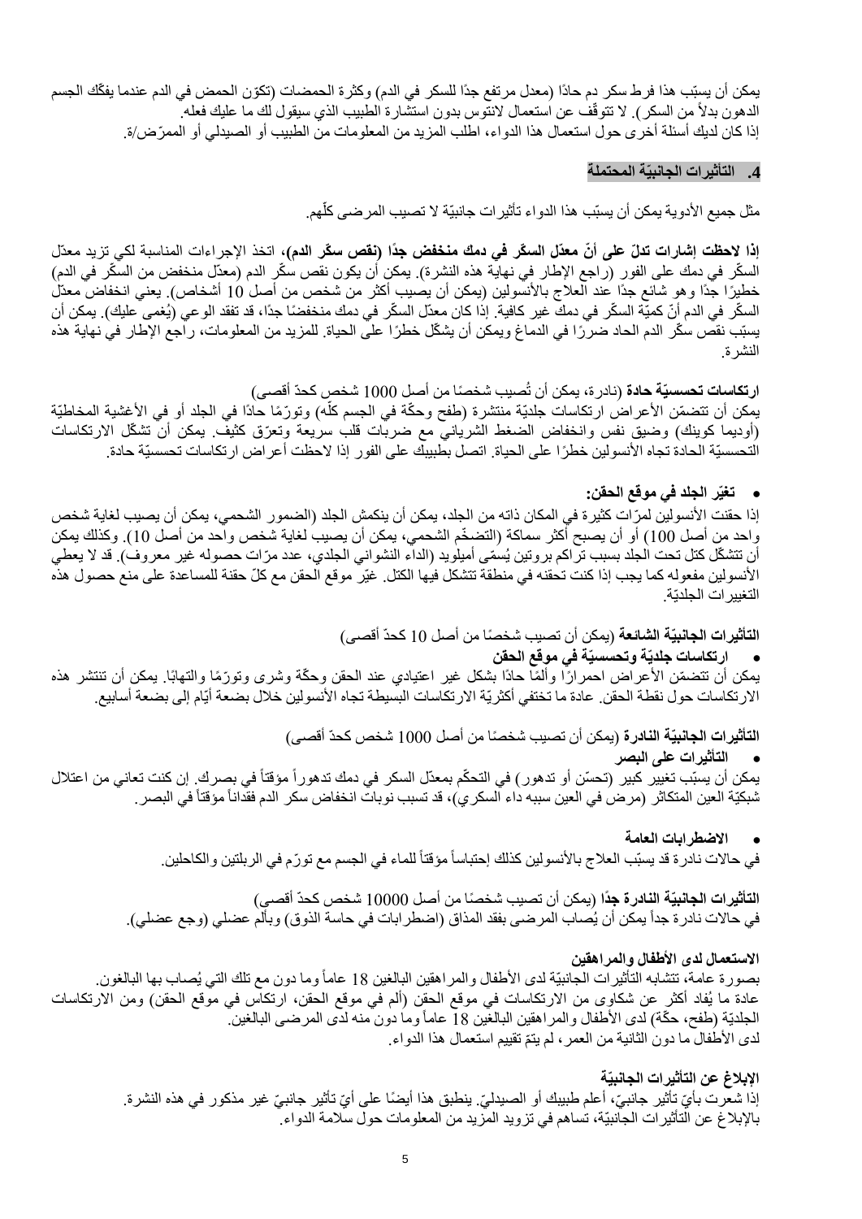يمكن أن يسبّب هذا فرط سكر دم حادًا (معدل مرتفع جدًا للسكر في الدم) وكثرة الحمضات (تكوّن الحمض في الدم عندما يفكّك الجسم الدهون بدلاً من السكر). لا تتوقّف عن استعمال لانتوس بدون استشارة الطبيب الذي سيقول لك ما عليك فعله.
إذا كان لديك أسئلة أخرى حول استعمال هذا الدواء، اطلب المزيد من المعلومات من الطبيب أو الصيدلي أو الممرّض/ة.

## 4. التأثيرات الجانبيّة المحتملة

مثل جميع الأدوية يمكن أن يسبّب هذا الدواء تأثيرات جانبيّة لا تصيب المرضى كلّهم.

**إذا لاحظت إشارات تدلّ على أنّ معدّل السكّر في دمك منخفض جدًا (نقص سكّر الدم)**، اتخذ الإجراءات المناسبة لكي تزيد معدّل السكّر في دمك على الفور (راجع الإطار في نهاية هذه النشرة). يمكن أن يكون نقص سكّر الدم (معدّل منخفض من السكّر في الدم) خطيرًا جدًا وهو شائع جدًا عند العلاج بالأنسولين (يمكن أن يصيب أكثر من شخص من أصل 10 أشخاص). يعني انخفاض معدّل السكّر في الدم أنّ كميّة السكّر في دمك غير كافية. إذا كان معدّل السكّر في دمك منخفضًا جدًا، قد تفقد الوعي (يُغمى عليك). يمكن أن يسبّب نقص سكّر الدم الحاد ضررًا في الدماغ ويمكن أن يشكّل خطرًا على الحياة. للمزيد من المعلومات، راجع الإطار في نهاية هذه النشرة.

**ارتكاسات تحسسيّة حادة** (نادرة، يمكن أن تُصيب شخصًا من أصل 1000 شخص كحدّ أقصى)
يمكن أن تتضمّن الأعراض ارتكاسات جلديّة منتشرة (طفح وحكّة في الجسم كلّه) وتورّمًا حادًا في الجلد أو في الأغشية المخاطيّة (أوديما كوينك) وضيق نفس وانخفاض الضغط الشرياني مع ضربات قلب سريعة وتعرّق كثيف. يمكن أن تشكّل الارتكاسات التحسسيّة الحادة تجاه الأنسولين خطرًا على الحياة. اتصل بطبيبك على الفور إذا لاحظت أعراض ارتكاسات تحسسيّة حادة.

- **تغيّر الجلد في موقع الحقن:**

إذا حقنت الأنسولين لمرّات كثيرة في المكان ذاته من الجلد، يمكن أن ينكمش الجلد (الضمور الشحمي، يمكن أن يصيب لغاية شخص واحد من أصل 100) أو أن يصبح أكثر سماكة (التضخّم الشحمي، يمكن أن يصيب لغاية شخص واحد من أصل 10). وكذلك يمكن أن تتشكّل كتل تحت الجلد بسبب تراكم بروتين يُسمّى أميلويد (الداء النشواني الجلدي، عدد مرّات حصوله غير معروف). قد لا يعطي الأنسولين مفعوله كما يجب إذا كنت تحقنه في منطقة تتشكل فيها الكتل. غيّر موقع الحقن مع كلّ حقنة للمساعدة على منع حصول هذه التغييرات الجلديّة.

**التأثيرات الجانبيّة الشائعة** (يمكن أن تصيب شخصًا من أصل 10 كحدّ أقصى)

- **ارتكاسات جلديّة وتحسسيّة في موقع الحقن**

يمكن أن تتضمّن الأعراض احمرارًا وألمًا حادًا بشكل غير اعتيادي عند الحقن وحكّة وشرى وتورّمًا والتهابًا. يمكن أن تنتشر هذه الارتكاسات حول نقطة الحقن. عادة ما تختفي أكثريّة الارتكاسات البسيطة تجاه الأنسولين خلال بضعة أيّام إلى بضعة أسابيع.

**التأثيرات الجانبيّة النادرة** (يمكن أن تصيب شخصًا من أصل 1000 شخص كحدّ أقصى)

- **التأثيرات على البصر**

يمكن أن يسبّب تغيير كبير (تحسّن أو تدهور) في التحكّم بمعدّل السكر في دمك تدهوراً مؤقتاً في بصرك. إن كنت تعاني من اعتلال شبكيّة العين المتكاثر (مرض في العين سببه داء السكري)، قد تسبب نوبات انخفاض سكر الدم فقداناً مؤقتاً في البصر.

- **الاضطرابات العامة**

في حالات نادرة قد يسبّب العلاج بالأنسولين كذلك إحتباساً مؤقتاً للماء في الجسم مع تورّم في الربلتين والكاحلين.

**التأثيرات الجانبيّة النادرة جدًا** (يمكن أن تصيب شخصًا من أصل 10000 شخص كحدّ أقصى)
في حالات نادرة جداً يمكن أن يُصاب المرضى بفقد المذاق (اضطرابات في حاسة الذوق) وبألم عضلي (وجع عضلي).

**الاستعمال لدى الأطفال والمراهقين**
بصورة عامة، تتشابه التأثيرات الجانبيّة لدى الأطفال والمراهقين البالغين 18 عاماً وما دون مع تلك التي يُصاب بها البالغون.
عادة ما يُفاد أكثر عن شكاوى من الارتكاسات في موقع الحقن (ألم في موقع الحقن، ارتكاس في موقع الحقن) ومن الارتكاسات الجلديّة (طفح، حكّة) لدى الأطفال والمراهقين البالغين 18 عاماً وما دون منه لدى المرضى البالغين.
لدى الأطفال ما دون الثانية من العمر، لم يتمّ تقييم استعمال هذا الدواء.

**الإبلاغ عن التأثيرات الجانبيّة**
إذا شعرت بأيّ تأثير جانبيّ، أعلم طبيبك أو الصيدليّ. ينطبق هذا أيضًا على أيّ تأثير جانبيّ غير مذكور في هذه النشرة. بالإبلاغ عن التأثيرات الجانبيّة، تساهم في تزويد المزيد من المعلومات حول سلامة الدواء.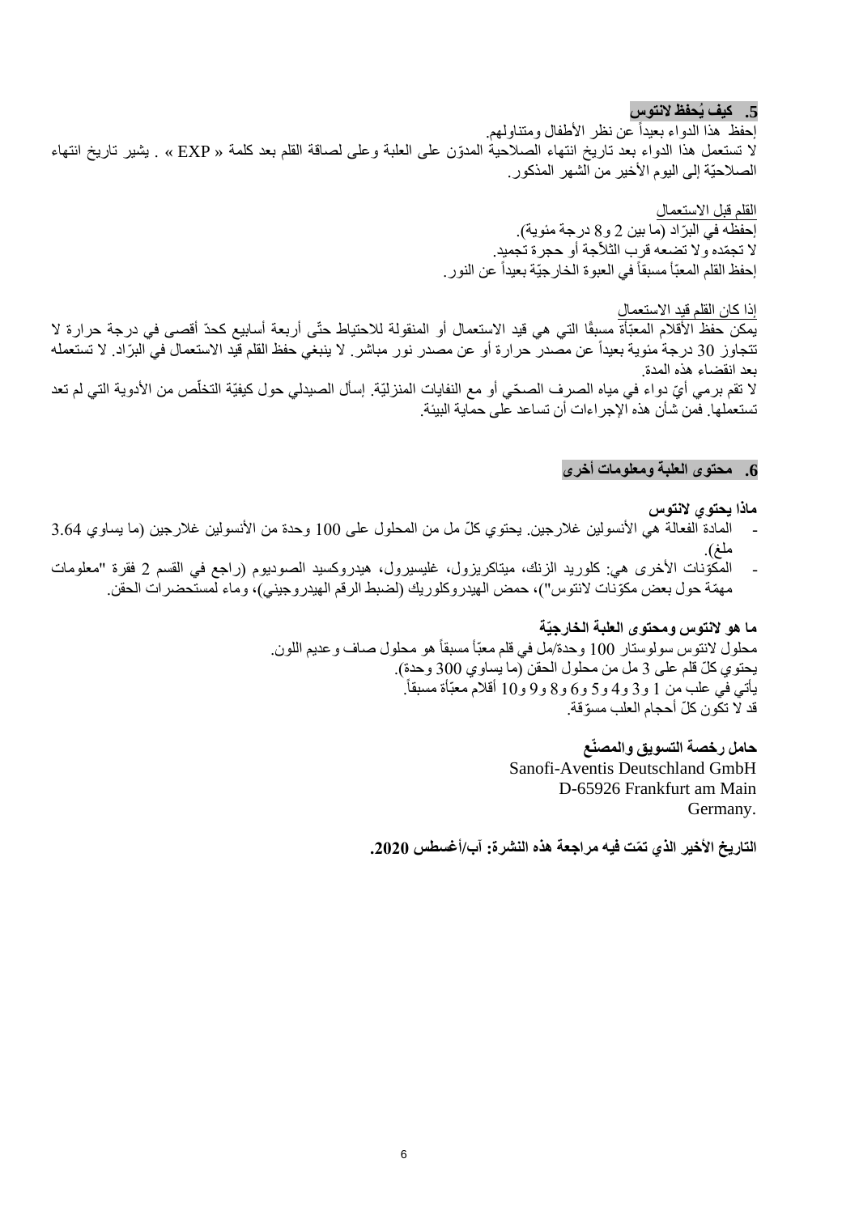## 5. كيف يُحفظ لانتوس

إحفظ هذا الدواء بعيداً عن نظر الأطفال ومتناولهم.

لا تستعمل هذا الدواء بعد تاريخ انتهاء الصلاحية المدوّن على العلبة وعلى لصاقة القلم بعد كلمة « EXP » . يشير تاريخ انتهاء الصلاحيّة إلى اليوم الأخير من الشهر المذكور.

القلم قبل الاستعمال

إحفظه في البرّاد (ما بين 2 و8 درجة مئوية).
لا تجمّده ولا تضعه قرب الثلاّجة أو حجرة تجميد.
إحفظ القلم المعبّأ مسبقاً في العبوة الخارجيّة بعيداً عن النور.

إذا كان القلم قيد الاستعمال

يمكن حفظ الأقلام المعبّأة مسبقًا التي هي قيد الاستعمال أو المنقولة للاحتياط حتّى أربعة أسابيع كحدّ أقصى في درجة حرارة لا تتجاوز 30 درجة مئوية بعيداً عن مصدر حرارة أو عن مصدر نور مباشر. لا ينبغي حفظ القلم قيد الاستعمال في البرّاد. لا تستعمله بعد انقضاء هذه المدة.

لا تقم برمي أيّ دواء في مياه الصرف الصحّي أو مع النفايات المنزليّة. إسأل الصيدلي حول كيفيّة التخلّص من الأدوية التي لم تعد تستعملها. فمن شأن هذه الإجراءات أن تساعد على حماية البيئة.

## 6. محتوى العلبة ومعلومات أخرى

**ماذا يحتوي لانتوس**

- المادة الفعالة هي الأنسولين غلارجين. يحتوي كلّ مل من المحلول على 100 وحدة من الأنسولين غلارجين (ما يساوي 3.64 ملغ).
- المكوّنات الأخرى هي: كلوريد الزنك، ميتاكريزول، غليسيرول، هيدروكسيد الصوديوم (راجع في القسم 2 فقرة "معلومات مهمّة حول بعض مكوّنات لانتوس")، حمض الهيدروكلوريك (لضبط الرقم الهيدروجيني)، وماء لمستحضرات الحقن.

**ما هو لانتوس ومحتوى العلبة الخارجيّة**

محلول لانتوس سولوستار 100 وحدة/مل في قلم معبّأ مسبقاً هو محلول صاف وعديم اللون.
يحتوي كلّ قلم على 3 مل من محلول الحقن (ما يساوي 300 وحدة).
يأتي في علب من 1 و3 و4 و5 و6 و8 و9 و10 أقلام معبّأة مسبقاً.
قد لا تكون كلّ أحجام العلب مسوّقة.

**حامل رخصة التسويق والمصنّع**

Sanofi-Aventis Deutschland GmbH
D-65926 Frankfurt am Main
Germany.

**التاريخ الأخير الذي تمّت فيه مراجعة هذه النشرة: آب/أغسطس 2020.**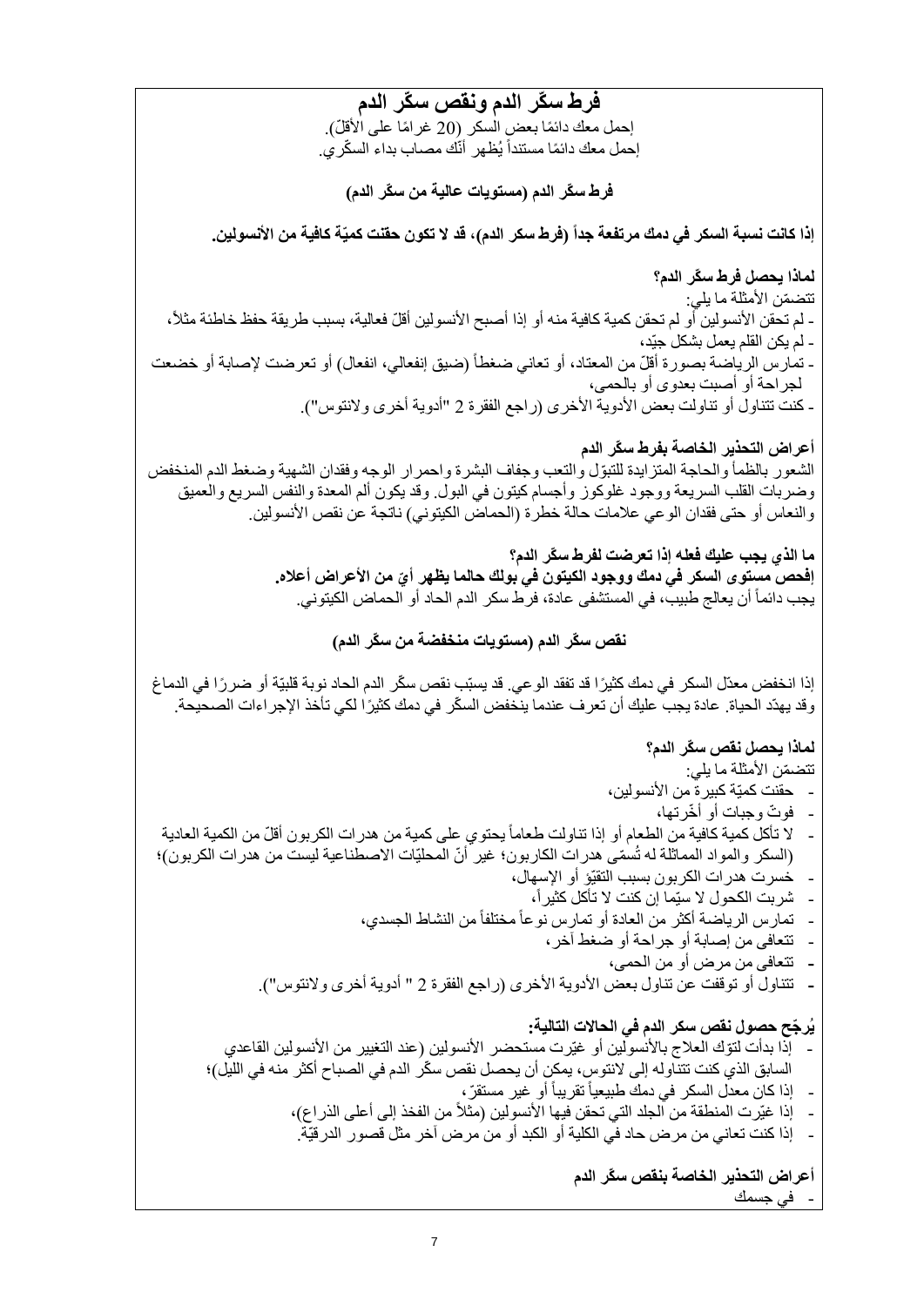# فرط سكّر الدم ونقص سكّر الدم

إحمل معك دائمًا بعض السكر (20 غرامًا على الأقلّ).
إحمل معك دائمًا مستنداً يُظهر أنّك مصاب بداء السكّري.

## فرط سكّر الدم (مستويات عالية من سكّر الدم)

**إذا كانت نسبة السكر في دمك مرتفعة جداً (فرط سكر الدم)، قد لا تكون حقنت كميّة كافية من الأنسولين.**

**لماذا يحصل فرط سكّر الدم؟**

تتضمّن الأمثلة ما يلي:

- لم تحقن الأنسولين أو لم تحقن كمية كافية منه أو إذا أصبح الأنسولين أقلّ فعالية، بسبب طريقة حفظ خاطئة مثلاً،
- لم يكن القلم يعمل بشكل جيّد،
- تمارس الرياضة بصورة أقلّ من المعتاد، أو تعاني ضغطاً (ضيق إنفعالي، انفعال) أو تعرضت لإصابة أو خضعت لجراحة أو أصبت بعدوى أو بالحمى،
- كنت تتناول أو تناولت بعض الأدوية الأخرى (راجع الفقرة 2 "أدوية أخرى ولانتوس").

**أعراض التحذير الخاصة بفرط سكّر الدم**

الشعور بالظمأ والحاجة المتزايدة للتبوّل والتعب وجفاف البشرة واحمرار الوجه وفقدان الشهية وضغط الدم المنخفض وضربات القلب السريعة ووجود غلوكوز وأجسام كيتون في البول. وقد يكون ألم المعدة والنفس السريع والعميق والنعاس أو حتى فقدان الوعي علامات حالة خطرة (الحماض الكيتوني) ناتجة عن نقص الأنسولين.

**ما الذي يجب عليك فعله إذا تعرضت لفرط سكّر الدم؟**

**إفحص مستوى السكر في دمك ووجود الكيتون في بولك حالما يظهر أيّ من الأعراض أعلاه.**

يجب دائماً أن يعالج طبيب، في المستشفى عادة، فرط سكر الدم الحاد أو الحماض الكيتوني.

## نقص سكّر الدم (مستويات منخفضة من سكّر الدم)

إذا انخفض معدّل السكر في دمك كثيرًا قد تفقد الوعي. قد يسبّب نقص سكّر الدم الحاد نوبة قلبيّة أو ضررًا في الدماغ وقد يهدّد الحياة. عادة يجب عليك أن تعرف عندما ينخفض السكّر في دمك كثيرًا لكي تأخذ الإجراءات الصحيحة.

**لماذا يحصل نقص سكّر الدم؟**

تتضمّن الأمثلة ما يلي:

- حقنت كميّة كبيرة من الأنسولين،
- فوتّ وجبات أو أخّرتها،
- لا تأكل كمية كافية من الطعام أو إذا تناولت طعاماً يحتوي على كمية من هدرات الكربون أقلّ من الكمية العادية (السكر والمواد المماثلة له تُسمّى هدرات الكاربون؛ غير أنّ المحليّات الاصطناعية ليست من هدرات الكربون)؛
- خسرت هدرات الكربون بسبب التقيّؤ أو الإسهال،
- شربت الكحول لا سيّما إن كنت لا تأكل كثيراً،
- تمارس الرياضة أكثر من العادة أو تمارس نوعاً مختلفاً من النشاط الجسدي،
- تتعافى من إصابة أو جراحة أو ضغط آخر،
- تتعافى من مرض أو من الحمى،
- تتناول أو توقفت عن تناول بعض الأدوية الأخرى (راجع الفقرة 2 " أدوية أخرى ولانتوس").

**يُرجّح حصول نقص سكر الدم في الحالات التالية:**

- إذا بدأت لتوّك العلاج بالأنسولين أو غيّرت مستحضر الأنسولين (عند التغيير من الأنسولين القاعدي السابق الذي كنت تتناوله إلى لانتوس، يمكن أن يحصل نقص سكّر الدم في الصباح أكثر منه في الليل)؛
- إذا كان معدل السكر في دمك طبيعياً تقريباً أو غير مستقرّ،
- إذا غيّرت المنطقة من الجلد التي تحقن فيها الأنسولين (مثلاً من الفخذ إلى أعلى الذراع)،
- إذا كنت تعاني من مرض حاد في الكلية أو الكبد أو من مرض آخر مثل قصور الدرقيّة.

**أعراض التحذير الخاصة بنقص سكّر الدم**

- في جسمك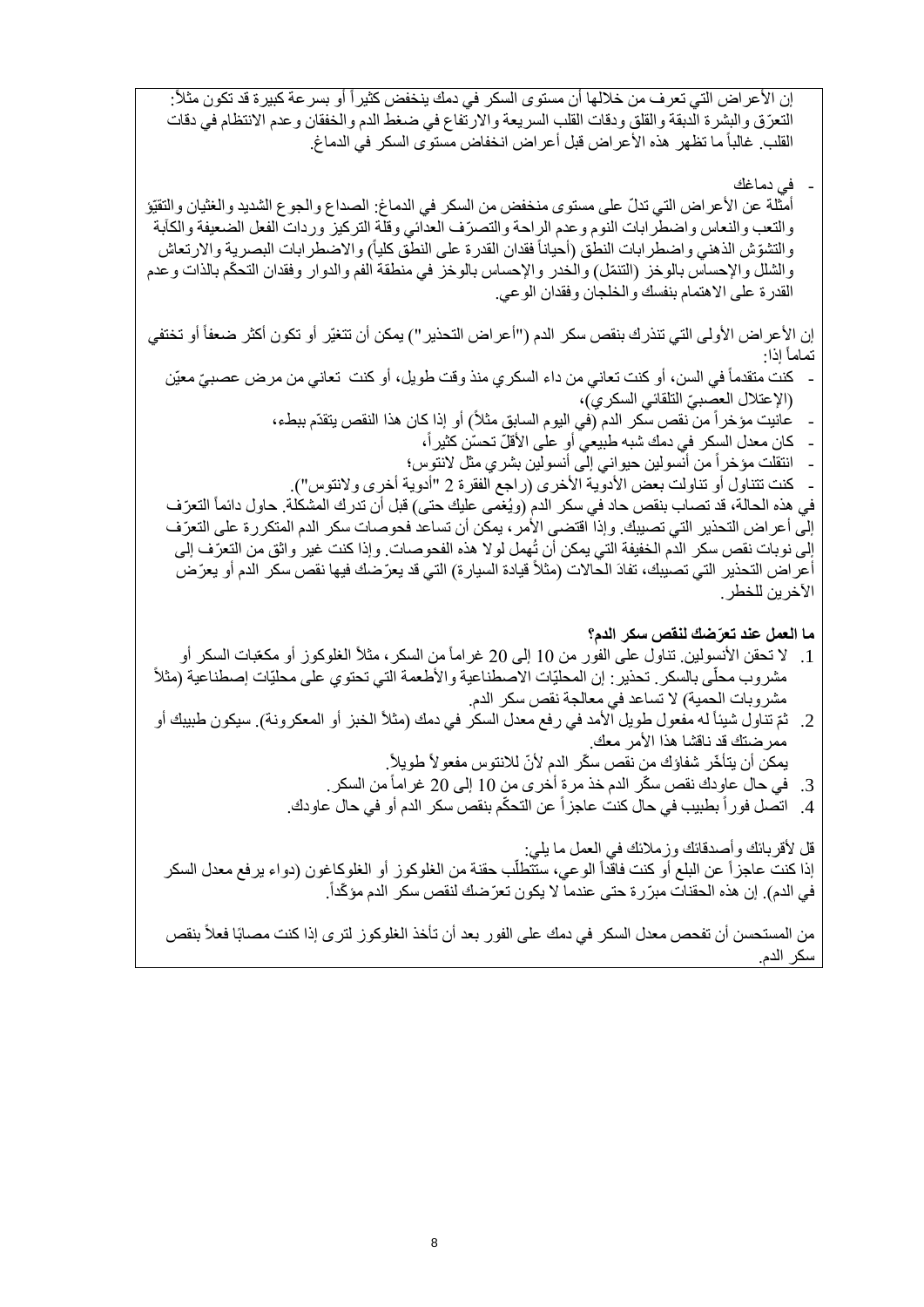إن الأعراض التي تعرف من خلالها أن مستوى السكر في دمك ينخفض كثيراً أو بسرعة كبيرة قد تكون مثلاً: التعرّق والبشرة الدبقة والقلق ودقات القلب السريعة والارتفاع في ضغط الدم والخفقان وعدم الانتظام في دقات القلب. غالباً ما تظهر هذه الأعراض قبل أعراض انخفاض مستوى السكر في الدماغ.

- في دماغك

أمثلة عن الأعراض التي تدلّ على مستوى منخفض من السكر في الدماغ: الصداع والجوع الشديد والغثيان والتقيّؤ والتعب والنعاس واضطرابات النوم وعدم الراحة والتصرّف العدائي وقلّة التركيز وردات الفعل الضعيفة والكآبة والتشوّش الذهني واضطرابات النطق (أحياناً فقدان القدرة على النطق كلياً) والاضطرابات البصرية والارتعاش والشلل والإحساس بالوخز (التنمّل) والخدر والإحساس بالوخز في منطقة الفم والدوار وفقدان التحكّم بالذات وعدم القدرة على الاهتمام بنفسك والخلجان وفقدان الوعي.

إن الأعراض الأولى التي تنذرك بنقص سكر الدم ("أعراض التحذير") يمكن أن تتغيّر أو تكون أكثر ضعفاً أو تختفي تماماً إذا:

- كنت متقدماً في السن، أو كنت تعاني من داء السكري منذ وقت طويل، أو كنت تعاني من مرض عصبيّ معيّن (الإعتلال العصبيّ التلقائي السكري)،
- عانيت مؤخراً من نقص سكر الدم (في اليوم السابق مثلاً) أو إذا كان هذا النقص يتقدّم ببطء،
- كان معدل السكر في دمك شبه طبيعي أو على الأقلّ تحسّن كثيراً،
- انتقلت مؤخراً من أنسولين حيواني إلى أنسولين بشري مثل لانتوس؛
- كنت تتناول أو تناولت بعض الأدوية الأخرى (راجع الفقرة 2 "أدوية أخرى ولانتوس").

في هذه الحالة، قد تصاب بنقص حاد في سكر الدم (ويُغمى عليك حتى) قبل أن تدرك المشكلة. حاول دائماً التعرّف إلى أعراض التحذير التي تصيبك. وإذا اقتضى الأمر، يمكن أن تساعد فحوصات سكر الدم المتكررة على التعرّف إلى نوبات نقص سكر الدم الخفيفة التي يمكن أن تُهمل لولا هذه الفحوصات. وإذا كنت غير واثق من التعرّف إلى أعراض التحذير التي تصيبك، تفادَ الحالات (مثلاً قيادة السيارة) التي قد يعرّضك فيها نقص سكر الدم أو يعرّض الآخرين للخطر.

**ما العمل عند تعرّضك لنقص سكر الدم؟**

1. لا تحقن الأنسولين. تناول على الفور من 10 إلى 20 غراماً من السكر، مثلاً الغلوكوز أو مكعّبات السكر أو مشروب محلّى بالسكر. تحذير: إن المحليّات الاصطناعية والأطعمة التي تحتوي على محليّات إصطناعية (مثلاً مشروبات الحمية) لا تساعد في معالجة نقص سكر الدم.
2. ثمّ تناول شيئاً له مفعول طويل الأمد في رفع معدل السكر في دمك (مثلاً الخبز أو المعكرونة). سيكون طبيبك أو ممرضتك قد ناقشا هذا الأمر معك.
   يمكن أن يتأخّر شفاؤك من نقص سكّر الدم لأنّ للانتوس مفعولاً طويلاً.
3. في حال عاودك نقص سكّر الدم خذ مرة أخرى من 10 إلى 20 غراماً من السكر.
4. اتصل فوراً بطبيب في حال كنت عاجزاً عن التحكّم بنقص سكر الدم أو في حال عاودك.

قل لأقربائك وأصدقائك وزملائك في العمل ما يلي:
إذا كنت عاجزاً عن البلع أو كنت فاقداً الوعي، ستتطلّب حقنة من الغلوكوز أو الغلوكاغون (دواء يرفع معدل السكر في الدم). إن هذه الحقنات مبرّرة حتى عندما لا يكون تعرّضك لنقص سكر الدم مؤكّداً.

من المستحسن أن تفحص معدل السكر في دمك على الفور بعد أن تأخذ الغلوكوز لترى إذا كنت مصابًا فعلاً بنقص سكر الدم.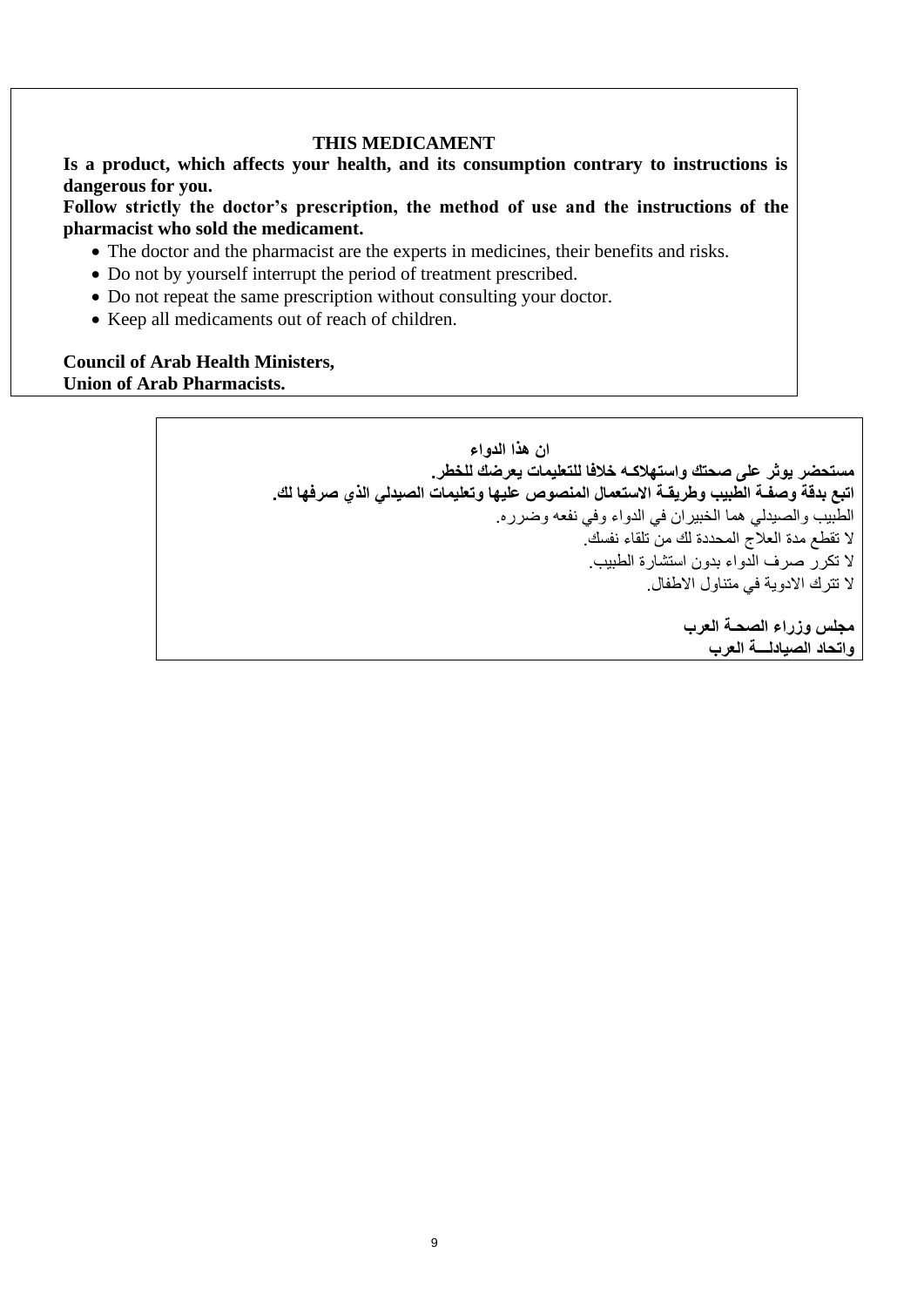**THIS MEDICAMENT**

**Is a product, which affects your health, and its consumption contrary to instructions is dangerous for you.**

**Follow strictly the doctor's prescription, the method of use and the instructions of the pharmacist who sold the medicament.**

- The doctor and the pharmacist are the experts in medicines, their benefits and risks.
- Do not by yourself interrupt the period of treatment prescribed.
- Do not repeat the same prescription without consulting your doctor.
- Keep all medicaments out of reach of children.

**Council of Arab Health Ministers,**
**Union of Arab Pharmacists.**

**ان هذا الدواء**

**مستحضر يؤثر على صحتك واستهلاكـه خلافا للتعليمات يعرضك للخطر.**

**اتبع بدقة وصفـة الطبيب وطريقـة الاستعمال المنصوص عليها وتعليمات الصيدلي الذي صرفها لك.**

الطبيب والصيدلي هما الخبيران في الدواء وفي نفعه وضرره.

لا تقطع مدة العلاج المحددة لك من تلقاء نفسك.

لا تكرر صرف الدواء بدون استشارة الطبيب.

لا تترك الادوية في متناول الاطفال.

**مجلس وزراء الصحـة العرب**
**واتحاد الصيادلـــة العرب**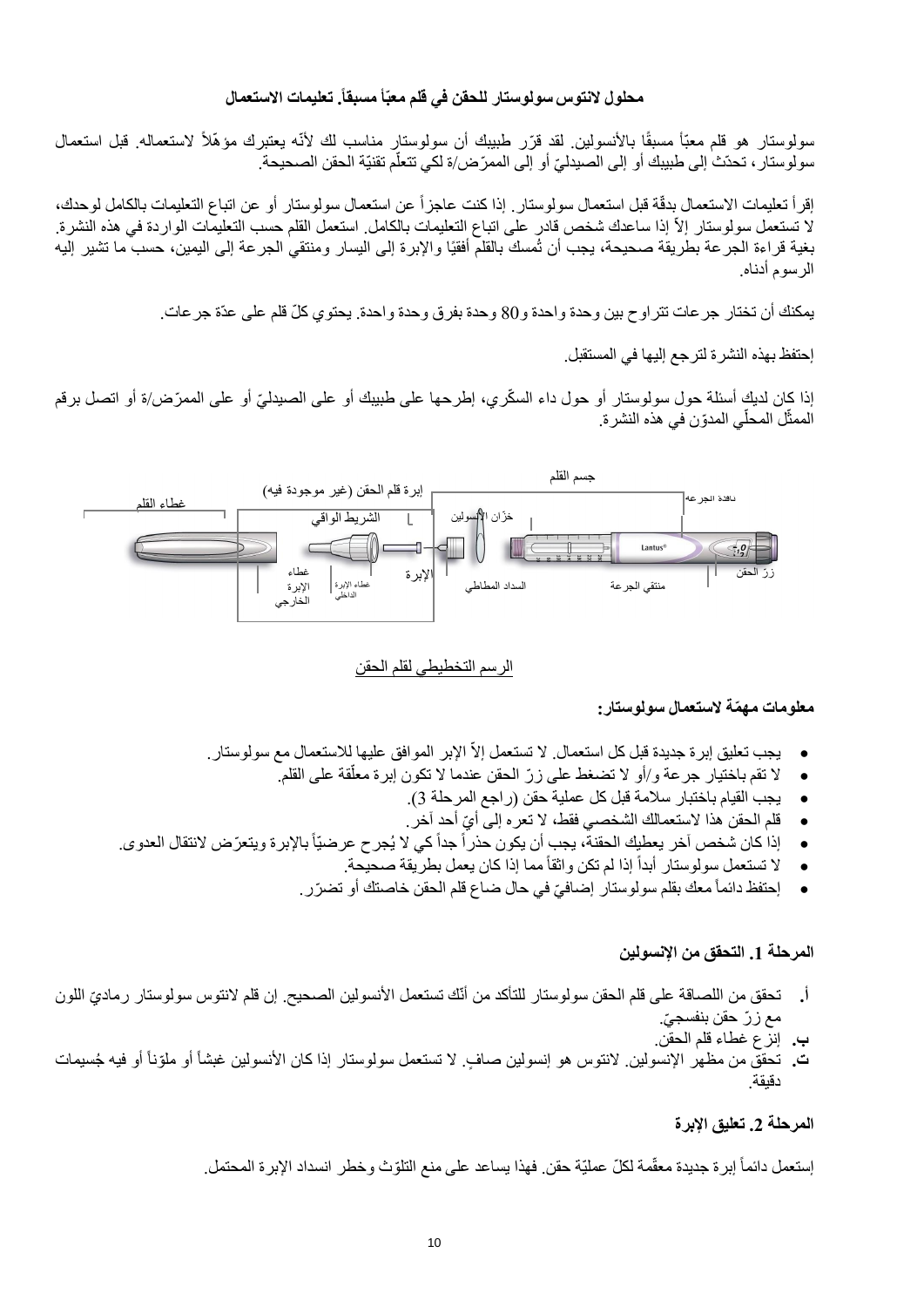**محلول لانتوس سولوستار للحقن في قلم معبّأ مسبقاً. تعليمات الاستعمال**

سولوستار هو قلم معبّأ مسبقًا بالأنسولين. لقد قرّر طبيبك أن سولوستار مناسب لك لأنّه يعتبرك مؤهّلاً لاستعماله. قبل استعمال سولوستار، تحدّث إلى طبيبك أو إلى الصيدليّ أو إلى الممرّض/ة لكي تتعلّم تقنيّة الحقن الصحيحة.

إقرأ تعليمات الاستعمال بدقّة قبل استعمال سولوستار. إذا كنت عاجزاً عن استعمال سولوستار أو عن اتباع التعليمات بالكامل لوحدك، لا تستعمل سولوستار إلاّ إذا ساعدك شخص قادر على اتباع التعليمات بالكامل. استعمل القلم حسب التعليمات الواردة في هذه النشرة. بغية قراءة الجرعة بطريقة صحيحة، يجب أن تُمسك بالقلم أفقيًا والإبرة إلى اليسار ومنتقي الجرعة إلى اليمين، حسب ما تشير إليه الرسوم أدناه.

يمكنك أن تختار جرعات تتراوح بين وحدة واحدة و80 وحدة بفرق وحدة واحدة. يحتوي كلّ قلم على عدّة جرعات.

إحتفظ بهذه النشرة لترجع إليها في المستقبل.

إذا كان لديك أسئلة حول سولوستار أو حول داء السكّري، إطرحها على طبيبك أو على الصيدليّ أو على الممرّض/ة أو اتصل برقم الممثّل المحلّي المدوّن في هذه النشرة.

غطاء القلم — إبرة قلم الحقن (غير موجودة فيه) — جسم القلم — الشريط الواقي — خزّان الأنسولين — نافذة الجرعة — غطاء الإبرة الخارجي — غطاء الإبرة الداخلي — الإبرة — السداد المطاطي — منتقي الجرعة — زرّ الحقن

الرسم التخطيطي لقلم الحقن

**معلومات مهمّة لاستعمال سولوستار:**

- يجب تعليق إبرة جديدة قبل كل استعمال. لا تستعمل إلاّ الإبر الموافق عليها للاستعمال مع سولوستار.
- لا تقم باختيار جرعة و/أو لا تضغط على زرّ الحقن عندما لا تكون إبرة معلّقة على القلم.
- يجب القيام باختبار سلامة قبل كل عملية حقن (راجع المرحلة 3).
- قلم الحقن هذا لاستعمالك الشخصي فقط، لا تعره إلى أيّ أحد آخر.
- إذا كان شخص آخر يعطيك الحقنة، يجب أن يكون حذراً جداً كي لا يُجرح عرضيّاً بالإبرة ويتعرّض لانتقال العدوى.
- لا تستعمل سولوستار أبداً إذا لم تكن واثقاً مما إذا كان يعمل بطريقة صحيحة.
- إحتفظ دائماً معك بقلم سولوستار إضافيّ في حال ضاع قلم الحقن خاصتك أو تضرّر.

**المرحلة 1. التحقق من الإنسولين**

**أ.** تحقق من اللصاقة على قلم الحقن سولوستار للتأكد من أنّك تستعمل الأنسولين الصحيح. إن قلم لانتوس سولوستار رماديّ اللون مع زرّ حقن بنفسجيّ.

**ب.** إنزع غطاء قلم الحقن.

**ت.** تحقق من مظهر الإنسولين. لانتوس هو إنسولين صافٍ. لا تستعمل سولوستار إذا كان الأنسولين غبشاً أو ملوّناً أو فيه جُسيمات دقيقة.

**المرحلة 2. تعليق الإبرة**

إستعمل دائماً إبرة جديدة معقّمة لكلّ عمليّة حقن. فهذا يساعد على منع التلوّث وخطر انسداد الإبرة المحتمل.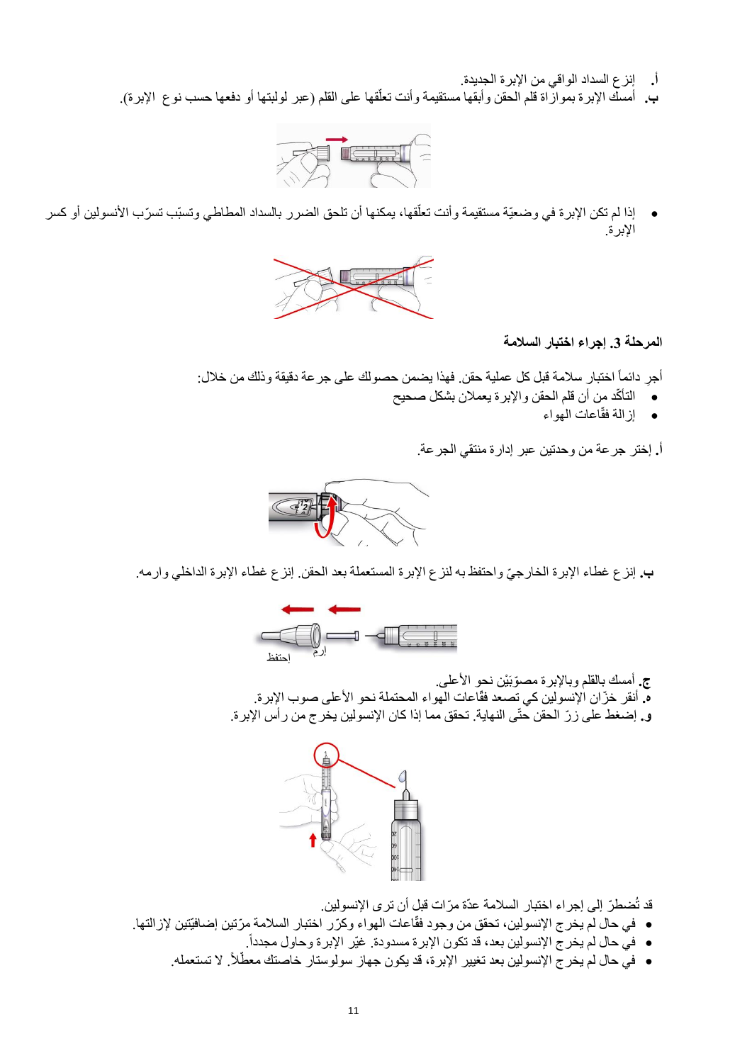أ. إنزع السداد الواقي من الإبرة الجديدة.

ب. أمسك الإبرة بموازاة قلم الحقن وأبقها مستقيمة وأنت تعلّقها على القلم (عبر لولبتها أو دفعها حسب نوع الإبرة).

- إذا لم تكن الإبرة في وضعيّة مستقيمة وأنت تعلّقها، يمكنها أن تلحق الضرر بالسداد المطاطي وتسبّب تسرّب الأنسولين أو كسر الإبرة.

**المرحلة 3. إجراء اختبار السلامة**

أجرِ دائماً اختبار سلامة قبل كل عملية حقن. فهذا يضمن حصولك على جرعة دقيقة وذلك من خلال:

- التأكّد من أن قلم الحقن والإبرة يعملان بشكل صحيح
- إزالة فقّاعات الهواء

أ. إختر جرعة من وحدتين عبر إدارة منتقي الجرعة.

ب. إنزع غطاء الإبرة الخارجيّ واحتفظ به لنزع الإبرة المستعملة بعد الحقن. إنزع غطاء الإبرة الداخلي وارمه.

إحتفظ

إرمِ

ج. أمسك بالقلم وبالإبرة مصوّبَيْن نحو الأعلى.

د. أنقر خزّان الإنسولين كي تصعد فقّاعات الهواء المحتملة نحو الأعلى صوب الإبرة.

و. إضغط على زرّ الحقن حتّى النهاية. تحقق مما إذا كان الإنسولين يخرج من رأس الإبرة.

قد تُضطرّ إلى إجراء اختبار السلامة عدّة مرّات قبل أن ترى الإنسولين.

- في حال لم يخرج الإنسولين، تحقق من وجود فقّاعات الهواء وكرّر اختبار السلامة مرّتين إضافيّتين لإزالتها.
- في حال لم يخرج الإنسولين بعد، قد تكون الإبرة مسدودة. غيّر الإبرة وحاول مجدداً.
- في حال لم يخرج الإنسولين بعد تغيير الإبرة، قد يكون جهاز سولوستار خاصتك معطّلاً. لا تستعمله.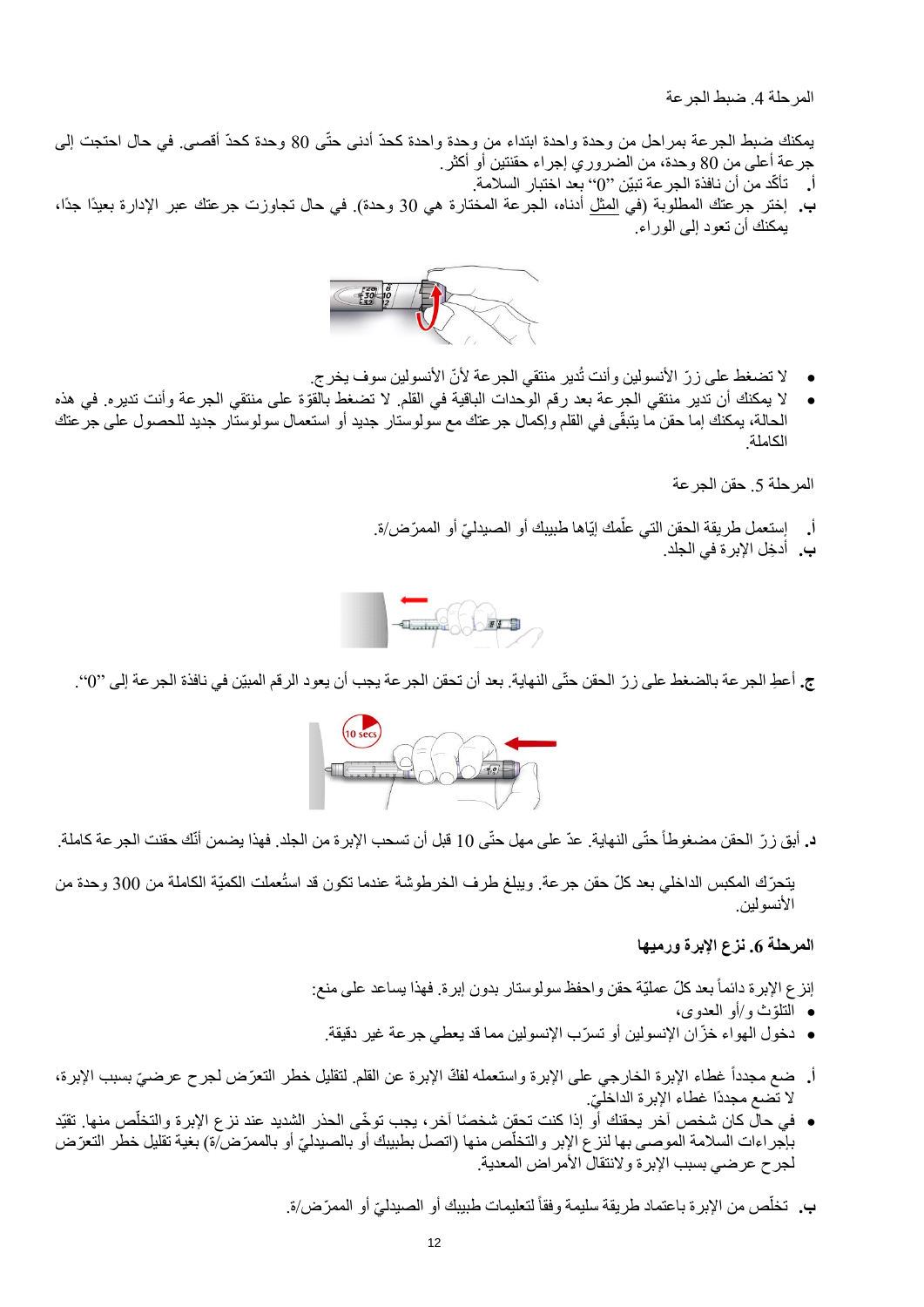المرحلة 4. ضبط الجرعة

يمكنك ضبط الجرعة بمراحل من وحدة واحدة ابتداء من وحدة واحدة كحدّ أدنى حتّى 80 وحدة كحدّ أقصى. في حال احتجت إلى جرعة أعلى من 80 وحدة، من الضروري إجراء حقنتين أو أكثر.

**أ.** تأكّد من أن نافذة الجرعة تبيّن "0" بعد اختبار السلامة.

**ب.** إختر جرعتك المطلوبة (في المثل أدناه، الجرعة المختارة هي 30 وحدة). في حال تجاوزت جرعتك عبر الإدارة بعيدًا جدًا، يمكنك أن تعود إلى الوراء.

- لا تضغط على زرّ الأنسولين وأنت تُدير منتقي الجرعة لأنّ الأنسولين سوف يخرج.
- لا يمكنك أن تدير منتقي الجرعة بعد رقم الوحدات الباقية في القلم. لا تضغط بالقوّة على منتقي الجرعة وأنت تديره. في هذه الحالة، يمكنك إما حقن ما يتبقّى في القلم وإكمال جرعتك مع سولوستار جديد أو استعمال سولوستار جديد للحصول على جرعتك الكاملة.

المرحلة 5. حقن الجرعة

**أ.** إستعمل طريقة الحقن التي علّمك إيّاها طبيبك أو الصيدليّ أو الممرّض/ة.

**ب.** أدخِل الإبرة في الجلد.

**ج.** أعطِ الجرعة بالضغط على زرّ الحقن حتّى النهاية. بعد أن تحقن الجرعة يجب أن يعود الرقم المبيّن في نافذة الجرعة إلى "0".

**د.** أبقِ زرّ الحقن مضغوطاً حتّى النهاية. عدّ على مهل حتّى 10 قبل أن تسحب الإبرة من الجلد. فهذا يضمن أنّك حقنت الجرعة كاملة.

يتحرّك المكبس الداخلي بعد كلّ حقن جرعة. ويبلغ طرف الخرطوشة عندما تكون قد استُعملت الكميّة الكاملة من 300 وحدة من الأنسولين.

**المرحلة 6. نزع الإبرة ورميها**

إنزع الإبرة دائماً بعد كلّ عمليّة حقن واحفظ سولوستار بدون إبرة. فهذا يساعد على منع:

- التلوّث و/أو العدوى،
- دخول الهواء خزّان الإنسولين أو تسرّب الإنسولين مما قد يعطي جرعة غير دقيقة.

**أ.** ضع مجدداً غطاء الإبرة الخارجي على الإبرة واستعمله لفكّ الإبرة عن القلم. لتقليل خطر التعرّض لجرح عرضيّ بسبب الإبرة، لا تضع مجددًا غطاء الإبرة الداخليّ.

- في حال كان شخص آخر يحقنك أو إذا كنت تحقن شخصًا آخر، يجب توخّي الحذر الشديد عند نزع الإبرة والتخلّص منها. تقيّد بإجراءات السلامة الموصى بها لنزع الإبر والتخلّص منها (اتصل بطبيبك أو بالصيدليّ أو بالممرّض/ة) بغية تقليل خطر التعرّض لجرح عرضيّ بسبب الإبرة ولانتقال الأمراض المعدية.

**ب.** تخلّص من الإبرة باعتماد طريقة سليمة وفقاً لتعليمات طبيبك أو الصيدليّ أو الممرّض/ة.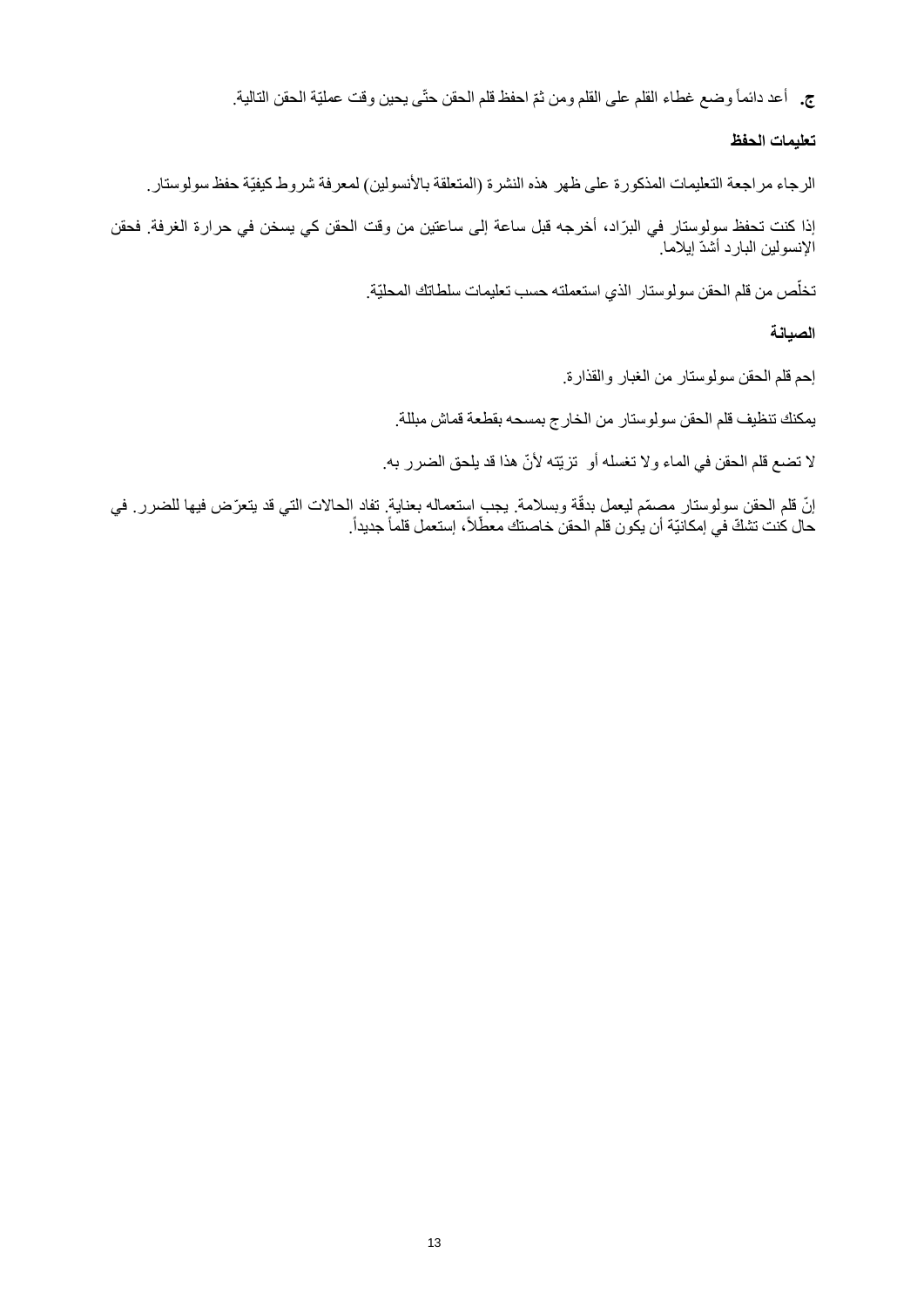**ج.** أعد دائماً وضع غطاء القلم على القلم ومن ثمّ احفظ قلم الحقن حتّى يحين وقت عمليّة الحقن التالية.

**تعليمات الحفظ**

الرجاء مراجعة التعليمات المذكورة على ظهر هذه النشرة (المتعلقة بالأنسولين) لمعرفة شروط كيفيّة حفظ سولوستار.

إذا كنت تحفظ سولوستار في البرّاد، أخرجه قبل ساعة إلى ساعتين من وقت الحقن كي يسخن في حرارة الغرفة. فحقن الإنسولين البارد أشدّ إيلاما.

تخلّص من قلم الحقن سولوستار الذي استعملته حسب تعليمات سلطاتك المحليّة.

**الصيانة**

إحم قلم الحقن سولوستار من الغبار والقذارة.

يمكنك تنظيف قلم الحقن سولوستار من الخارج بمسحه بقطعة قماش مبللة.

لا تضع قلم الحقن في الماء ولا تغسله أو تزيّته لأنّ هذا قد يلحق الضرر به.

إنّ قلم الحقن سولوستار مصمّم ليعمل بدقّة وبسلامة. يجب استعماله بعناية. تفاد الحالات التي قد يتعرّض فيها للضرر. في حال كنت تشكّ في إمكانيّة أن يكون قلم الحقن خاصتك معطّلاً، إستعمل قلماً جديداً.